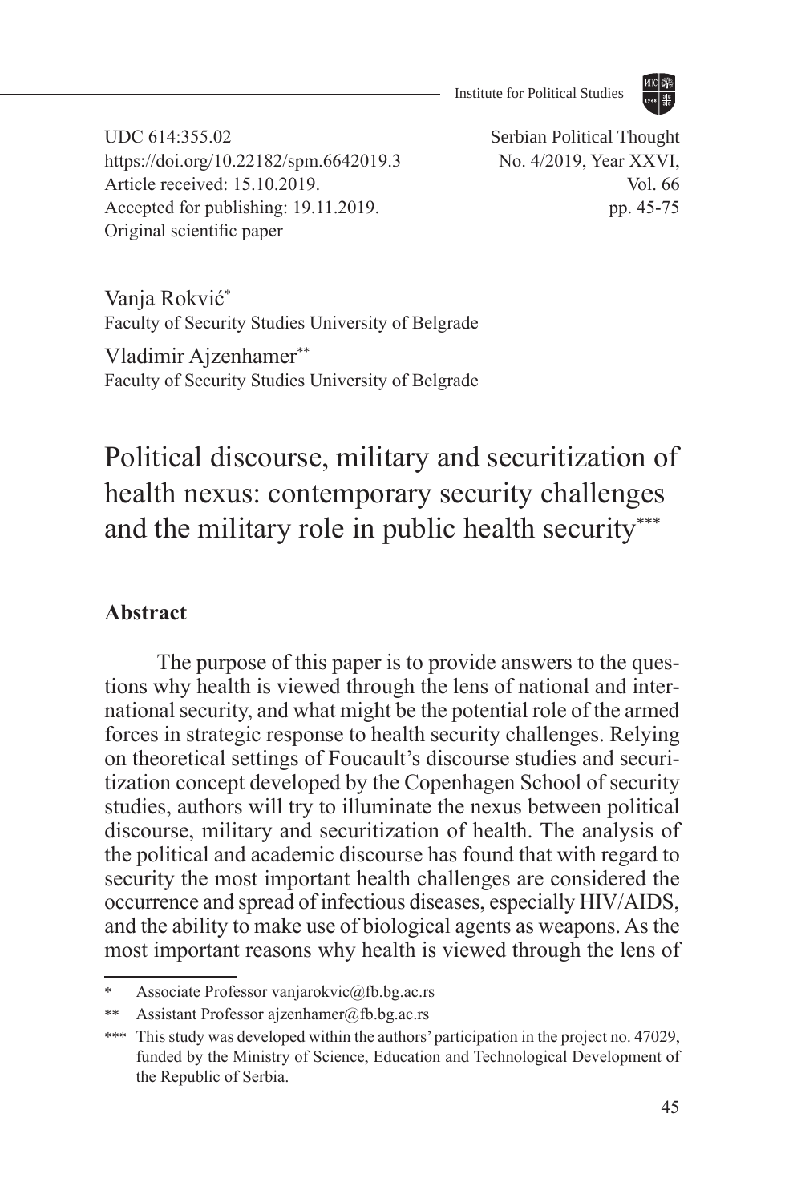UDC 614:355.02
https://doi.org/10.22182/spm.6642019.3
Article received: 15.10.2019.
Accepted for publishing: 19.11.2019.
Original scientific paper

Vanja Rokvić[*]
Faculty of Security Studies University of Belgrade

Vladimir Ajzenhamer[**]
Faculty of Security Studies University of Belgrade

# Political discourse, military and securitization of health nexus: contemporary security challenges and the military role in public health security[***]

## Abstract

The purpose of this paper is to provide answers to the questions why health is viewed through the lens of national and international security, and what might be the potential role of the armed forces in strategic response to health security challenges. Relying on theoretical settings of Foucault's discourse studies and securitization concept developed by the Copenhagen School of security studies, authors will try to illuminate the nexus between political discourse, military and securitization of health. The analysis of the political and academic discourse has found that with regard to security the most important health challenges are considered the occurrence and spread of infectious diseases, especially HIV/AIDS, and the ability to make use of biological agents as weapons. As the most important reasons why health is viewed through the lens of

---

[*] Associate Professor vanjarokvic@fb.bg.ac.rs

[**] Assistant Professor ajzenhamer@fb.bg.ac.rs

[***] This study was developed within the authors' participation in the project no. 47029, funded by the Ministry of Science, Education and Technological Development of the Republic of Serbia.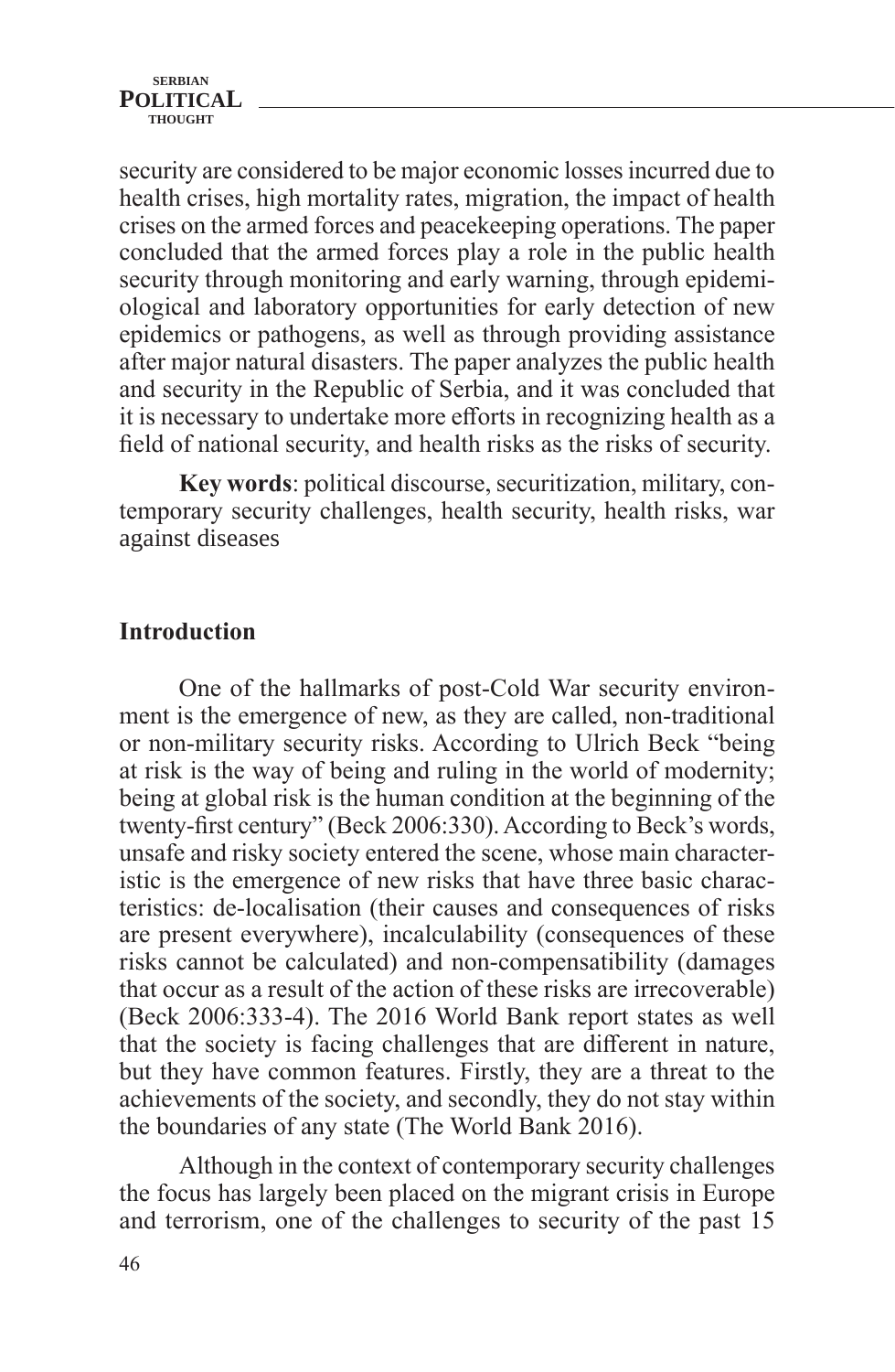security are considered to be major economic losses incurred due to health crises, high mortality rates, migration, the impact of health crises on the armed forces and peacekeeping operations. The paper concluded that the armed forces play a role in the public health security through monitoring and early warning, through epidemiological and laboratory opportunities for early detection of new epidemics or pathogens, as well as through providing assistance after major natural disasters. The paper analyzes the public health and security in the Republic of Serbia, and it was concluded that it is necessary to undertake more efforts in recognizing health as a field of national security, and health risks as the risks of security.

**Key words**: political discourse, securitization, military, contemporary security challenges, health security, health risks, war against diseases

## Introduction

One of the hallmarks of post-Cold War security environment is the emergence of new, as they are called, non-traditional or non-military security risks. According to Ulrich Beck "being at risk is the way of being and ruling in the world of modernity; being at global risk is the human condition at the beginning of the twenty-first century" (Beck 2006:330). According to Beck's words, unsafe and risky society entered the scene, whose main characteristic is the emergence of new risks that have three basic characteristics: de-localisation (their causes and consequences of risks are present everywhere), incalculability (consequences of these risks cannot be calculated) and non-compensatibility (damages that occur as a result of the action of these risks are irrecoverable) (Beck 2006:333-4). The 2016 World Bank report states as well that the society is facing challenges that are different in nature, but they have common features. Firstly, they are a threat to the achievements of the society, and secondly, they do not stay within the boundaries of any state (The World Bank 2016).

Although in the context of contemporary security challenges the focus has largely been placed on the migrant crisis in Europe and terrorism, one of the challenges to security of the past 15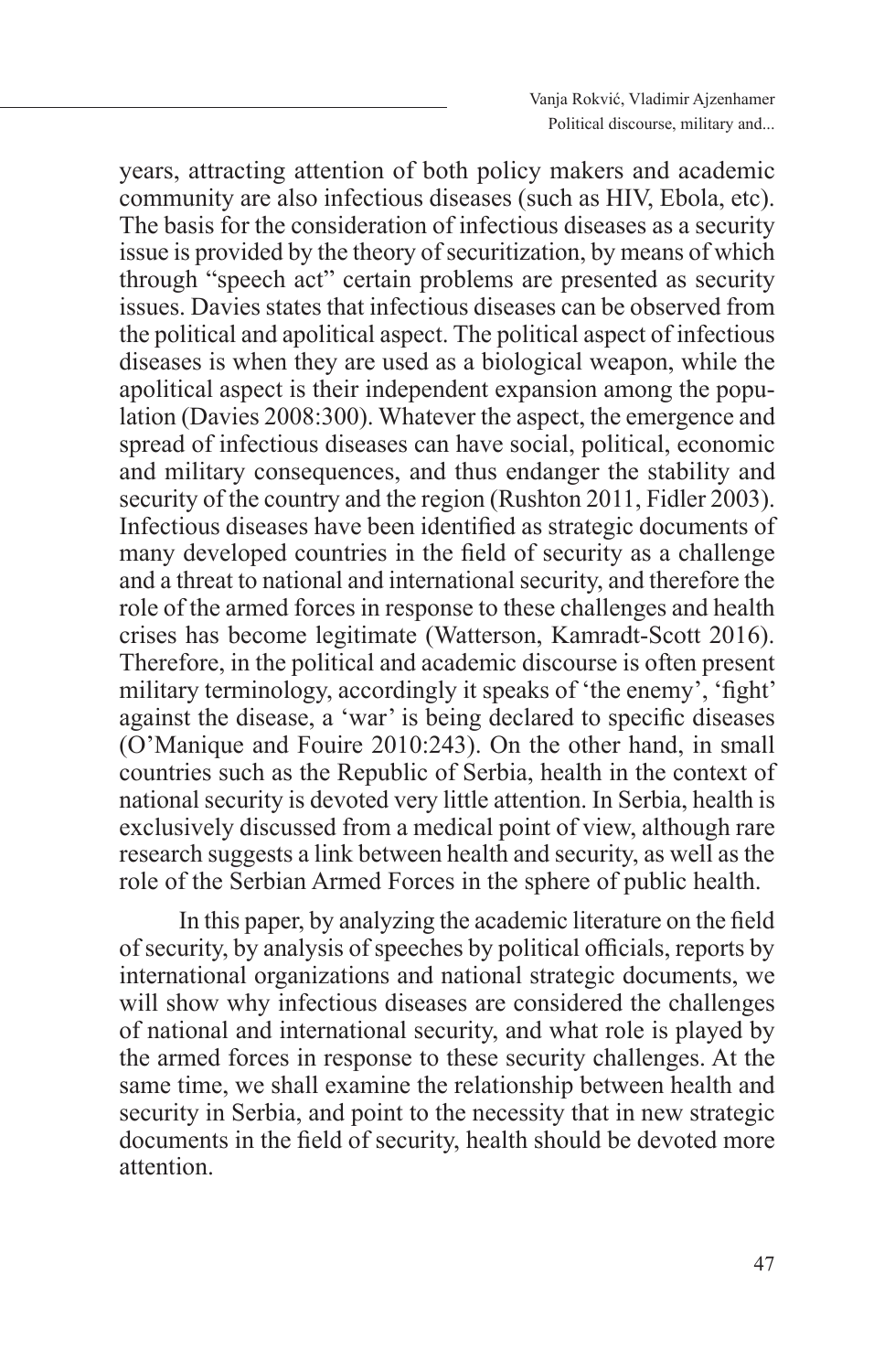years, attracting attention of both policy makers and academic community are also infectious diseases (such as HIV, Ebola, etc). The basis for the consideration of infectious diseases as a security issue is provided by the theory of securitization, by means of which through "speech act" certain problems are presented as security issues. Davies states that infectious diseases can be observed from the political and apolitical aspect. The political aspect of infectious diseases is when they are used as a biological weapon, while the apolitical aspect is their independent expansion among the population (Davies 2008:300). Whatever the aspect, the emergence and spread of infectious diseases can have social, political, economic and military consequences, and thus endanger the stability and security of the country and the region (Rushton 2011, Fidler 2003). Infectious diseases have been identified as strategic documents of many developed countries in the field of security as a challenge and a threat to national and international security, and therefore the role of the armed forces in response to these challenges and health crises has become legitimate (Watterson, Kamradt-Scott 2016). Therefore, in the political and academic discourse is often present military terminology, accordingly it speaks of 'the enemy', 'fight' against the disease, a 'war' is being declared to specific diseases (O'Manique and Fouire 2010:243). On the other hand, in small countries such as the Republic of Serbia, health in the context of national security is devoted very little attention. In Serbia, health is exclusively discussed from a medical point of view, although rare research suggests a link between health and security, as well as the role of the Serbian Armed Forces in the sphere of public health.

In this paper, by analyzing the academic literature on the field of security, by analysis of speeches by political officials, reports by international organizations and national strategic documents, we will show why infectious diseases are considered the challenges of national and international security, and what role is played by the armed forces in response to these security challenges. At the same time, we shall examine the relationship between health and security in Serbia, and point to the necessity that in new strategic documents in the field of security, health should be devoted more attention.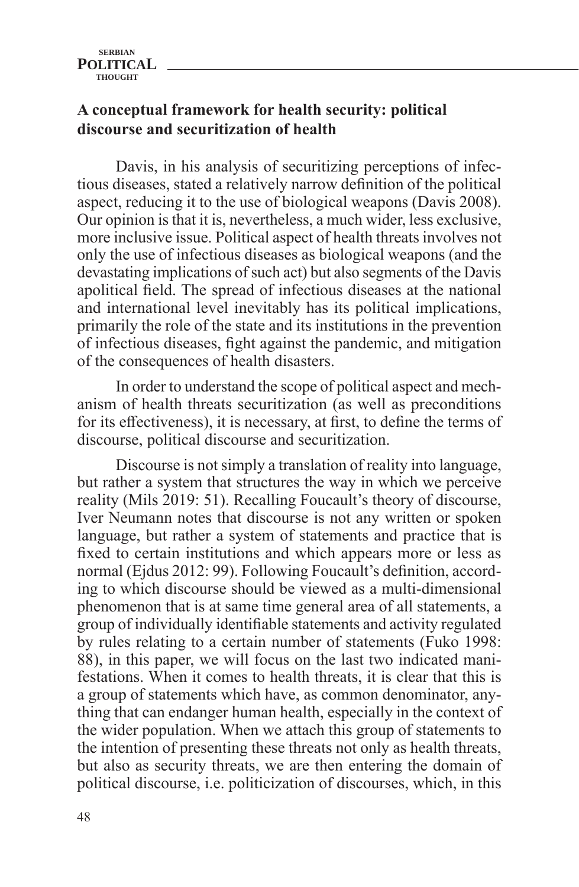## A conceptual framework for health security: political discourse and securitization of health

Davis, in his analysis of securitizing perceptions of infectious diseases, stated a relatively narrow definition of the political aspect, reducing it to the use of biological weapons (Davis 2008). Our opinion is that it is, nevertheless, a much wider, less exclusive, more inclusive issue. Political aspect of health threats involves not only the use of infectious diseases as biological weapons (and the devastating implications of such act) but also segments of the Davis apolitical field. The spread of infectious diseases at the national and international level inevitably has its political implications, primarily the role of the state and its institutions in the prevention of infectious diseases, fight against the pandemic, and mitigation of the consequences of health disasters.

In order to understand the scope of political aspect and mechanism of health threats securitization (as well as preconditions for its effectiveness), it is necessary, at first, to define the terms of discourse, political discourse and securitization.

Discourse is not simply a translation of reality into language, but rather a system that structures the way in which we perceive reality (Mils 2019: 51). Recalling Foucault's theory of discourse, Iver Neumann notes that discourse is not any written or spoken language, but rather a system of statements and practice that is fixed to certain institutions and which appears more or less as normal (Ejdus 2012: 99). Following Foucault's definition, according to which discourse should be viewed as a multi-dimensional phenomenon that is at same time general area of all statements, a group of individually identifiable statements and activity regulated by rules relating to a certain number of statements (Fuko 1998: 88), in this paper, we will focus on the last two indicated manifestations. When it comes to health threats, it is clear that this is a group of statements which have, as common denominator, anything that can endanger human health, especially in the context of the wider population. When we attach this group of statements to the intention of presenting these threats not only as health threats, but also as security threats, we are then entering the domain of political discourse, i.e. politicization of discourses, which, in this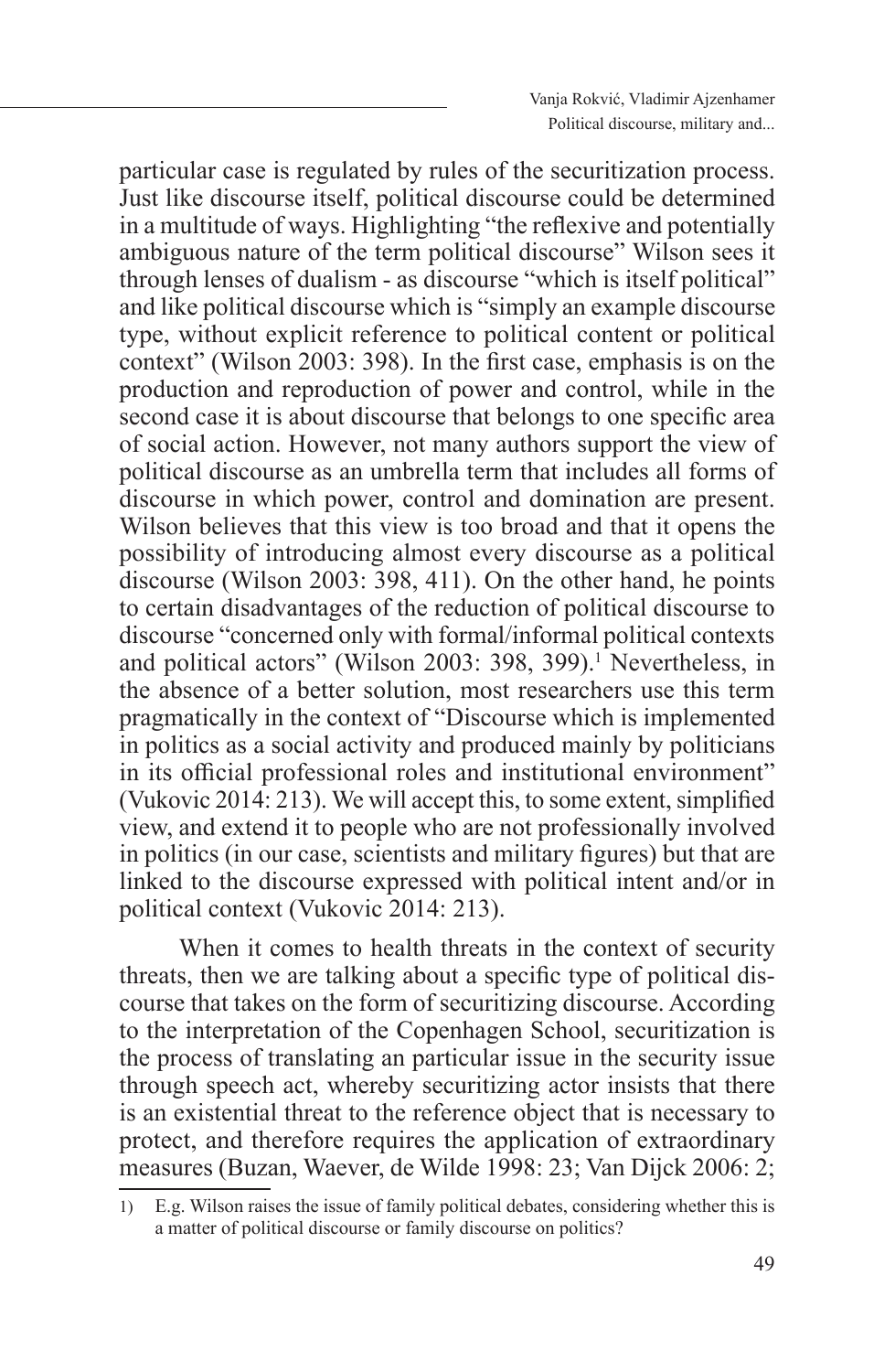particular case is regulated by rules of the securitization process. Just like discourse itself, political discourse could be determined in a multitude of ways. Highlighting "the reflexive and potentially ambiguous nature of the term political discourse" Wilson sees it through lenses of dualism - as discourse "which is itself political" and like political discourse which is "simply an example discourse type, without explicit reference to political content or political context" (Wilson 2003: 398). In the first case, emphasis is on the production and reproduction of power and control, while in the second case it is about discourse that belongs to one specific area of social action. However, not many authors support the view of political discourse as an umbrella term that includes all forms of discourse in which power, control and domination are present. Wilson believes that this view is too broad and that it opens the possibility of introducing almost every discourse as a political discourse (Wilson 2003: 398, 411). On the other hand, he points to certain disadvantages of the reduction of political discourse to discourse "concerned only with formal/informal political contexts and political actors" (Wilson 2003: 398, 399).[1] Nevertheless, in the absence of a better solution, most researchers use this term pragmatically in the context of "Discourse which is implemented in politics as a social activity and produced mainly by politicians in its official professional roles and institutional environment" (Vukovic 2014: 213). We will accept this, to some extent, simplified view, and extend it to people who are not professionally involved in politics (in our case, scientists and military figures) but that are linked to the discourse expressed with political intent and/or in political context (Vukovic 2014: 213).

When it comes to health threats in the context of security threats, then we are talking about a specific type of political discourse that takes on the form of securitizing discourse. According to the interpretation of the Copenhagen School, securitization is the process of translating an particular issue in the security issue through speech act, whereby securitizing actor insists that there is an existential threat to the reference object that is necessary to protect, and therefore requires the application of extraordinary measures (Buzan, Waever, de Wilde 1998: 23; Van Dijck 2006: 2;

---

1) E.g. Wilson raises the issue of family political debates, considering whether this is a matter of political discourse or family discourse on politics?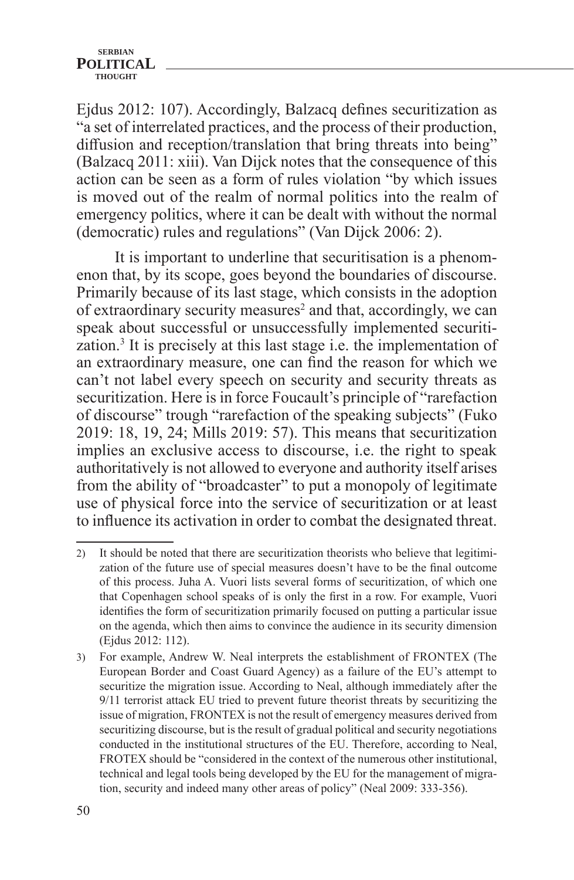Ejdus 2012: 107). Accordingly, Balzacq defines securitization as “a set of interrelated practices, and the process of their production, diffusion and reception/translation that bring threats into being” (Balzacq 2011: xiii). Van Dijck notes that the consequence of this action can be seen as a form of rules violation “by which issues is moved out of the realm of normal politics into the realm of emergency politics, where it can be dealt with without the normal (democratic) rules and regulations” (Van Dijck 2006: 2).

It is important to underline that securitisation is a phenomenon that, by its scope, goes beyond the boundaries of discourse. Primarily because of its last stage, which consists in the adoption of extraordinary security measures[2] and that, accordingly, we can speak about successful or unsuccessfully implemented securitization.[3] It is precisely at this last stage i.e. the implementation of an extraordinary measure, one can find the reason for which we can’t not label every speech on security and security threats as securitization. Here is in force Foucault’s principle of “rarefaction of discourse” trough “rarefaction of the speaking subjects” (Fuko 2019: 18, 19, 24; Mills 2019: 57). This means that securitization implies an exclusive access to discourse, i.e. the right to speak authoritatively is not allowed to everyone and authority itself arises from the ability of “broadcaster” to put a monopoly of legitimate use of physical force into the service of securitization or at least to influence its activation in order to combat the designated threat.

---

2) It should be noted that there are securitization theorists who believe that legitimization of the future use of special measures doesn’t have to be the final outcome of this process. Juha A. Vuori lists several forms of securitization, of which one that Copenhagen school speaks of is only the first in a row. For example, Vuori identifies the form of securitization primarily focused on putting a particular issue on the agenda, which then aims to convince the audience in its security dimension (Ejdus 2012: 112).

3) For example, Andrew W. Neal interprets the establishment of FRONTEX (The European Border and Coast Guard Agency) as a failure of the EU’s attempt to securitize the migration issue. According to Neal, although immediately after the 9/11 terrorist attack EU tried to prevent future theorist threats by securitizing the issue of migration, FRONTEX is not the result of emergency measures derived from securitizing discourse, but is the result of gradual political and security negotiations conducted in the institutional structures of the EU. Therefore, according to Neal, FROTEX should be “considered in the context of the numerous other institutional, technical and legal tools being developed by the EU for the management of migration, security and indeed many other areas of policy” (Neal 2009: 333-356).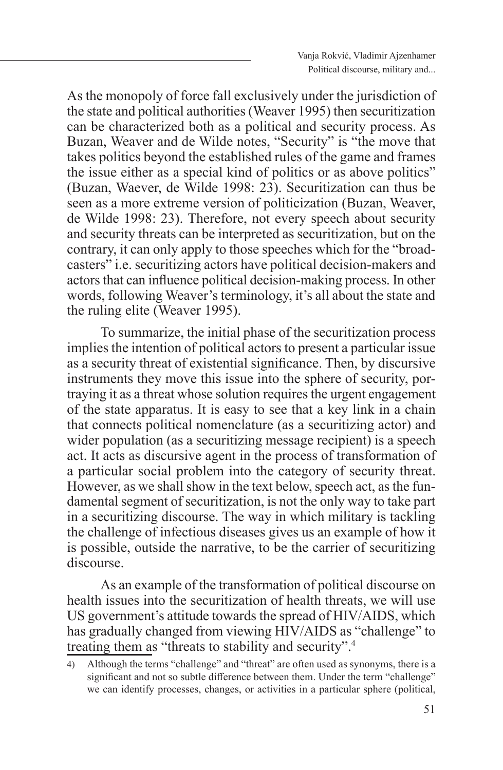As the monopoly of force fall exclusively under the jurisdiction of the state and political authorities (Weaver 1995) then securitization can be characterized both as a political and security process. As Buzan, Weaver and de Wilde notes, "Security" is "the move that takes politics beyond the established rules of the game and frames the issue either as a special kind of politics or as above politics" (Buzan, Waever, de Wilde 1998: 23). Securitization can thus be seen as a more extreme version of politicization (Buzan, Weaver, de Wilde 1998: 23). Therefore, not every speech about security and security threats can be interpreted as securitization, but on the contrary, it can only apply to those speeches which for the "broadcasters" i.e. securitizing actors have political decision-makers and actors that can influence political decision-making process. In other words, following Weaver's terminology, it's all about the state and the ruling elite (Weaver 1995).

To summarize, the initial phase of the securitization process implies the intention of political actors to present a particular issue as a security threat of existential significance. Then, by discursive instruments they move this issue into the sphere of security, portraying it as a threat whose solution requires the urgent engagement of the state apparatus. It is easy to see that a key link in a chain that connects political nomenclature (as a securitizing actor) and wider population (as a securitizing message recipient) is a speech act. It acts as discursive agent in the process of transformation of a particular social problem into the category of security threat. However, as we shall show in the text below, speech act, as the fundamental segment of securitization, is not the only way to take part in a securitizing discourse. The way in which military is tackling the challenge of infectious diseases gives us an example of how it is possible, outside the narrative, to be the carrier of securitizing discourse.

As an example of the transformation of political discourse on health issues into the securitization of health threats, we will use US government's attitude towards the spread of HIV/AIDS, which has gradually changed from viewing HIV/AIDS as "challenge" to treating them as "threats to stability and security".[4]

4) Although the terms "challenge" and "threat" are often used as synonyms, there is a significant and not so subtle difference between them. Under the term "challenge" we can identify processes, changes, or activities in a particular sphere (political,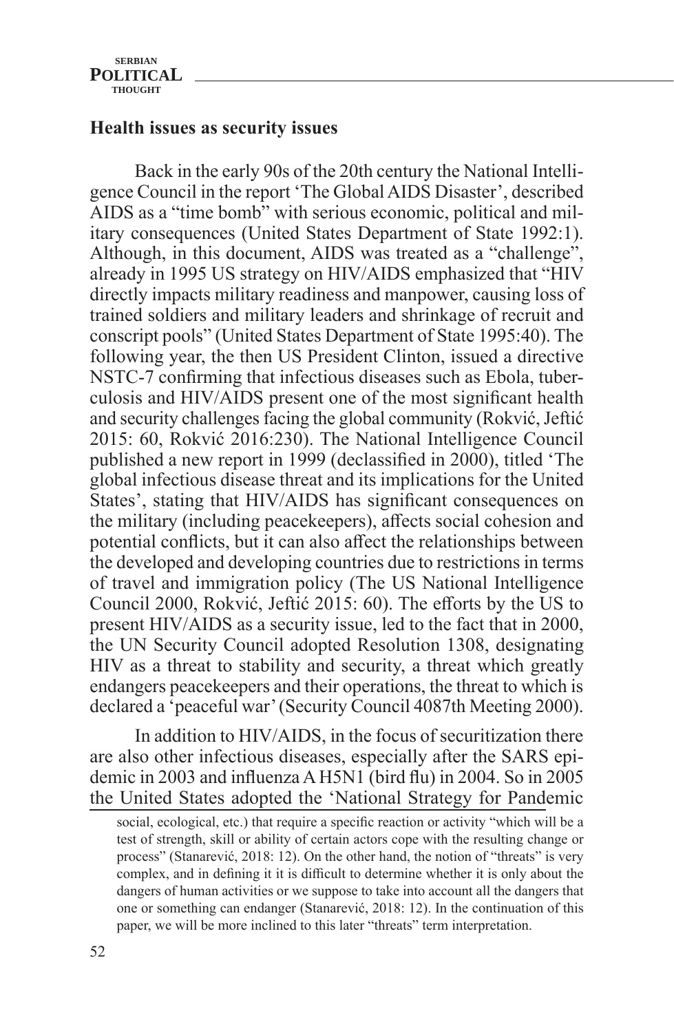## Health issues as security issues

Back in the early 90s of the 20th century the National Intelligence Council in the report 'The Global AIDS Disaster', described AIDS as a "time bomb" with serious economic, political and military consequences (United States Department of State 1992:1). Although, in this document, AIDS was treated as a "challenge", already in 1995 US strategy on HIV/AIDS emphasized that "HIV directly impacts military readiness and manpower, causing loss of trained soldiers and military leaders and shrinkage of recruit and conscript pools" (United States Department of State 1995:40). The following year, the then US President Clinton, issued a directive NSTC-7 confirming that infectious diseases such as Ebola, tuberculosis and HIV/AIDS present one of the most significant health and security challenges facing the global community (Rokvić, Jeftić 2015: 60, Rokvić 2016:230). The National Intelligence Council published a new report in 1999 (declassified in 2000), titled 'The global infectious disease threat and its implications for the United States', stating that HIV/AIDS has significant consequences on the military (including peacekeepers), affects social cohesion and potential conflicts, but it can also affect the relationships between the developed and developing countries due to restrictions in terms of travel and immigration policy (The US National Intelligence Council 2000, Rokvić, Jeftić 2015: 60). The efforts by the US to present HIV/AIDS as a security issue, led to the fact that in 2000, the UN Security Council adopted Resolution 1308, designating HIV as a threat to stability and security, a threat which greatly endangers peacekeepers and their operations, the threat to which is declared a 'peaceful war' (Security Council 4087th Meeting 2000).

In addition to HIV/AIDS, in the focus of securitization there are also other infectious diseases, especially after the SARS epidemic in 2003 and influenza A H5N1 (bird flu) in 2004. So in 2005 the United States adopted the 'National Strategy for Pandemic

social, ecological, etc.) that require a specific reaction or activity "which will be a test of strength, skill or ability of certain actors cope with the resulting change or process" (Stanarević, 2018: 12). On the other hand, the notion of "threats" is very complex, and in defining it it is difficult to determine whether it is only about the dangers of human activities or we suppose to take into account all the dangers that one or something can endanger (Stanarević, 2018: 12). In the continuation of this paper, we will be more inclined to this later "threats" term interpretation.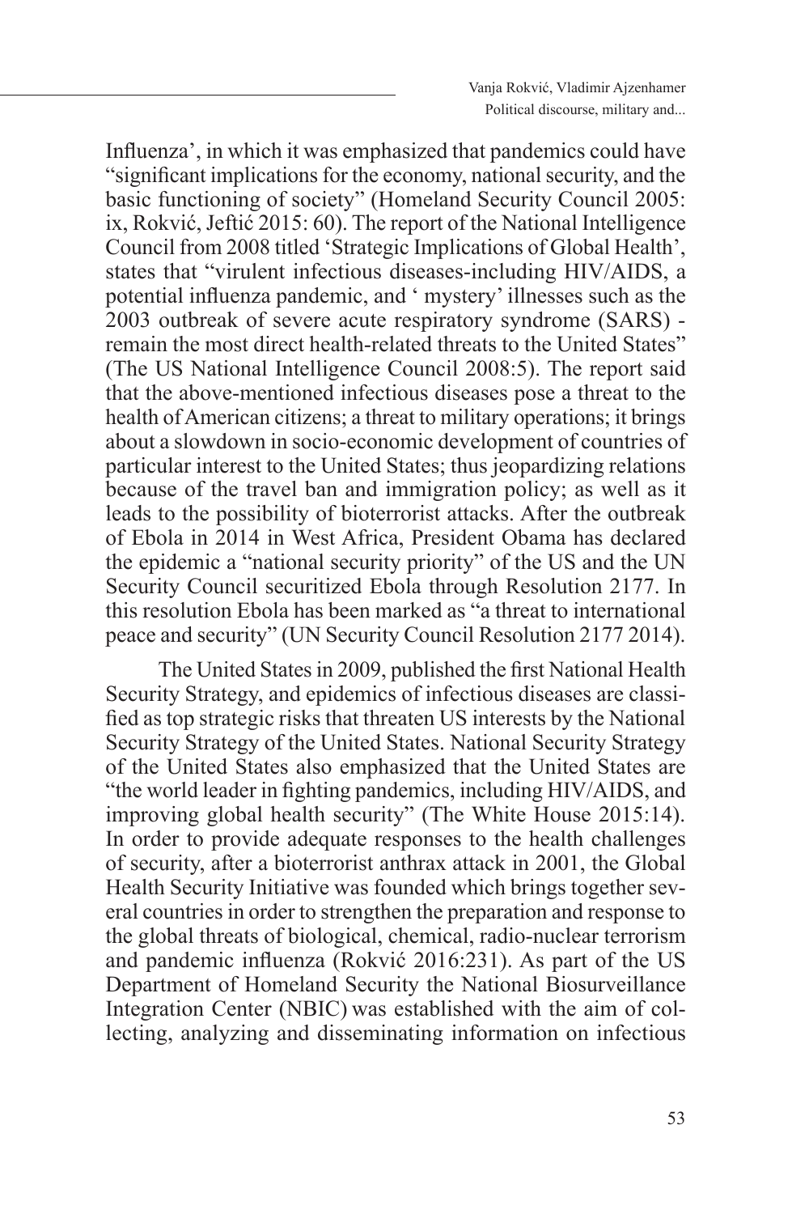Influenza', in which it was emphasized that pandemics could have "significant implications for the economy, national security, and the basic functioning of society" (Homeland Security Council 2005: ix, Rokvić, Jeftić 2015: 60). The report of the National Intelligence Council from 2008 titled 'Strategic Implications of Global Health', states that "virulent infectious diseases-including HIV/AIDS, a potential influenza pandemic, and ' mystery' illnesses such as the 2003 outbreak of severe acute respiratory syndrome (SARS) - remain the most direct health-related threats to the United States" (The US National Intelligence Council 2008:5). The report said that the above-mentioned infectious diseases pose a threat to the health of American citizens; a threat to military operations; it brings about a slowdown in socio-economic development of countries of particular interest to the United States; thus jeopardizing relations because of the travel ban and immigration policy; as well as it leads to the possibility of bioterrorist attacks. After the outbreak of Ebola in 2014 in West Africa, President Obama has declared the epidemic a "national security priority" of the US and the UN Security Council securitized Ebola through Resolution 2177. In this resolution Ebola has been marked as "a threat to international peace and security" (UN Security Council Resolution 2177 2014).

The United States in 2009, published the first National Health Security Strategy, and epidemics of infectious diseases are classified as top strategic risks that threaten US interests by the National Security Strategy of the United States. National Security Strategy of the United States also emphasized that the United States are "the world leader in fighting pandemics, including HIV/AIDS, and improving global health security" (The White House 2015:14). In order to provide adequate responses to the health challenges of security, after a bioterrorist anthrax attack in 2001, the Global Health Security Initiative was founded which brings together several countries in order to strengthen the preparation and response to the global threats of biological, chemical, radio-nuclear terrorism and pandemic influenza (Rokvić 2016:231). As part of the US Department of Homeland Security the National Biosurveillance Integration Center (NBIC) was established with the aim of collecting, analyzing and disseminating information on infectious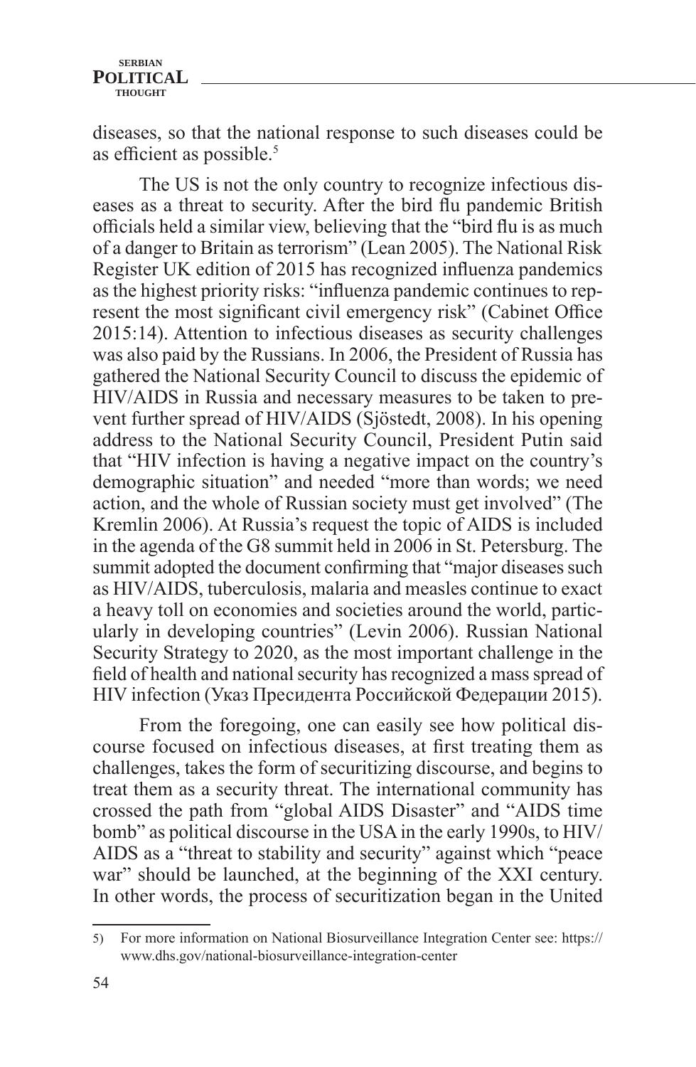diseases, so that the national response to such diseases could be as efficient as possible.[5]

The US is not the only country to recognize infectious diseases as a threat to security. After the bird flu pandemic British officials held a similar view, believing that the "bird flu is as much of a danger to Britain as terrorism" (Lean 2005). The National Risk Register UK edition of 2015 has recognized influenza pandemics as the highest priority risks: "influenza pandemic continues to represent the most significant civil emergency risk" (Cabinet Office 2015:14). Attention to infectious diseases as security challenges was also paid by the Russians. In 2006, the President of Russia has gathered the National Security Council to discuss the epidemic of HIV/AIDS in Russia and necessary measures to be taken to prevent further spread of HIV/AIDS (Sjöstedt, 2008). In his opening address to the National Security Council, President Putin said that "HIV infection is having a negative impact on the country's demographic situation" and needed "more than words; we need action, and the whole of Russian society must get involved" (The Kremlin 2006). At Russia's request the topic of AIDS is included in the agenda of the G8 summit held in 2006 in St. Petersburg. The summit adopted the document confirming that "major diseases such as HIV/AIDS, tuberculosis, malaria and measles continue to exact a heavy toll on economies and societies around the world, particularly in developing countries" (Levin 2006). Russian National Security Strategy to 2020, as the most important challenge in the field of health and national security has recognized a mass spread of HIV infection (Указ Пресидента Российской Федерации 2015).

From the foregoing, one can easily see how political discourse focused on infectious diseases, at first treating them as challenges, takes the form of securitizing discourse, and begins to treat them as a security threat. The international community has crossed the path from "global AIDS Disaster" and "AIDS time bomb" as political discourse in the USA in the early 1990s, to HIV/AIDS as a "threat to stability and security" against which "peace war" should be launched, at the beginning of the XXI century. In other words, the process of securitization began in the United

5) For more information on National Biosurveillance Integration Center see: https://www.dhs.gov/national-biosurveillance-integration-center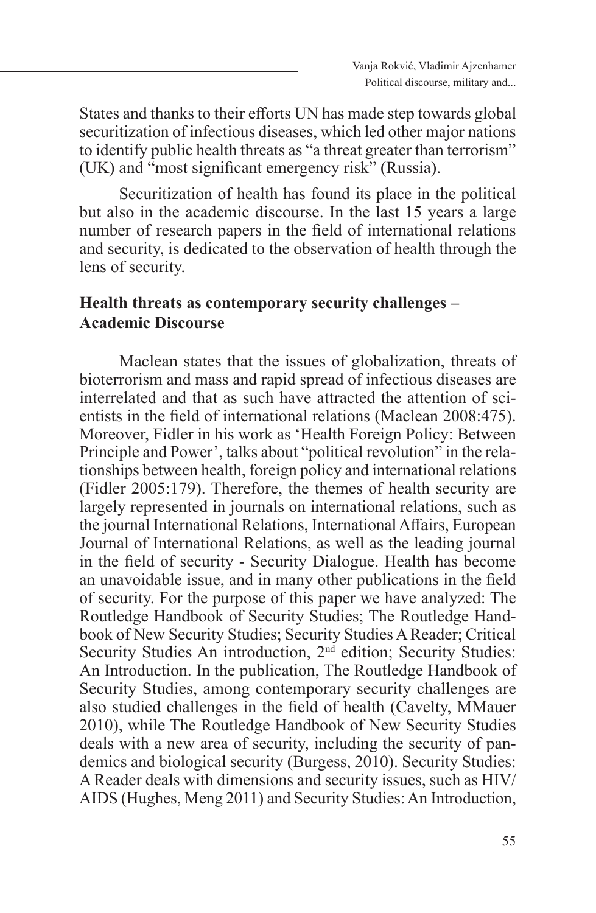States and thanks to their efforts UN has made step towards global securitization of infectious diseases, which led other major nations to identify public health threats as "a threat greater than terrorism" (UK) and "most significant emergency risk" (Russia).

Securitization of health has found its place in the political but also in the academic discourse. In the last 15 years a large number of research papers in the field of international relations and security, is dedicated to the observation of health through the lens of security.

## Health threats as contemporary security challenges – Academic Discourse

Maclean states that the issues of globalization, threats of bioterrorism and mass and rapid spread of infectious diseases are interrelated and that as such have attracted the attention of scientists in the field of international relations (Maclean 2008:475). Moreover, Fidler in his work as 'Health Foreign Policy: Between Principle and Power', talks about "political revolution" in the relationships between health, foreign policy and international relations (Fidler 2005:179). Therefore, the themes of health security are largely represented in journals on international relations, such as the journal International Relations, International Affairs, European Journal of International Relations, as well as the leading journal in the field of security - Security Dialogue. Health has become an unavoidable issue, and in many other publications in the field of security. For the purpose of this paper we have analyzed: The Routledge Handbook of Security Studies; The Routledge Handbook of New Security Studies; Security Studies A Reader; Critical Security Studies An introduction, 2nd edition; Security Studies: An Introduction. In the publication, The Routledge Handbook of Security Studies, among contemporary security challenges are also studied challenges in the field of health (Cavelty, MMauer 2010), while The Routledge Handbook of New Security Studies deals with a new area of security, including the security of pandemics and biological security (Burgess, 2010). Security Studies: A Reader deals with dimensions and security issues, such as HIV/AIDS (Hughes, Meng 2011) and Security Studies: An Introduction,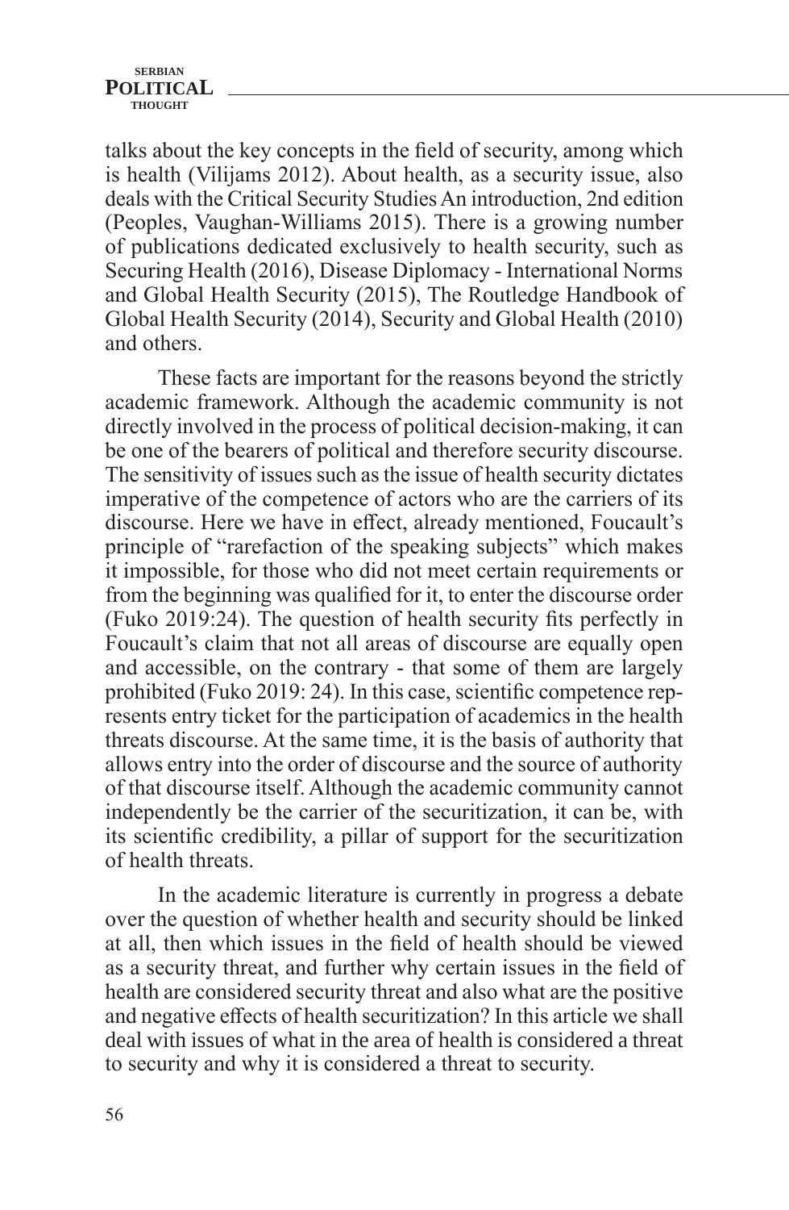talks about the key concepts in the field of security, among which is health (Vilijams 2012). About health, as a security issue, also deals with the Critical Security Studies An introduction, 2nd edition (Peoples, Vaughan-Williams 2015). There is a growing number of publications dedicated exclusively to health security, such as Securing Health (2016), Disease Diplomacy - International Norms and Global Health Security (2015), The Routledge Handbook of Global Health Security (2014), Security and Global Health (2010) and others.

These facts are important for the reasons beyond the strictly academic framework. Although the academic community is not directly involved in the process of political decision-making, it can be one of the bearers of political and therefore security discourse. The sensitivity of issues such as the issue of health security dictates imperative of the competence of actors who are the carriers of its discourse. Here we have in effect, already mentioned, Foucault's principle of "rarefaction of the speaking subjects" which makes it impossible, for those who did not meet certain requirements or from the beginning was qualified for it, to enter the discourse order (Fuko 2019:24). The question of health security fits perfectly in Foucault's claim that not all areas of discourse are equally open and accessible, on the contrary - that some of them are largely prohibited (Fuko 2019: 24). In this case, scientific competence represents entry ticket for the participation of academics in the health threats discourse. At the same time, it is the basis of authority that allows entry into the order of discourse and the source of authority of that discourse itself. Although the academic community cannot independently be the carrier of the securitization, it can be, with its scientific credibility, a pillar of support for the securitization of health threats.

In the academic literature is currently in progress a debate over the question of whether health and security should be linked at all, then which issues in the field of health should be viewed as a security threat, and further why certain issues in the field of health are considered security threat and also what are the positive and negative effects of health securitization? In this article we shall deal with issues of what in the area of health is considered a threat to security and why it is considered a threat to security.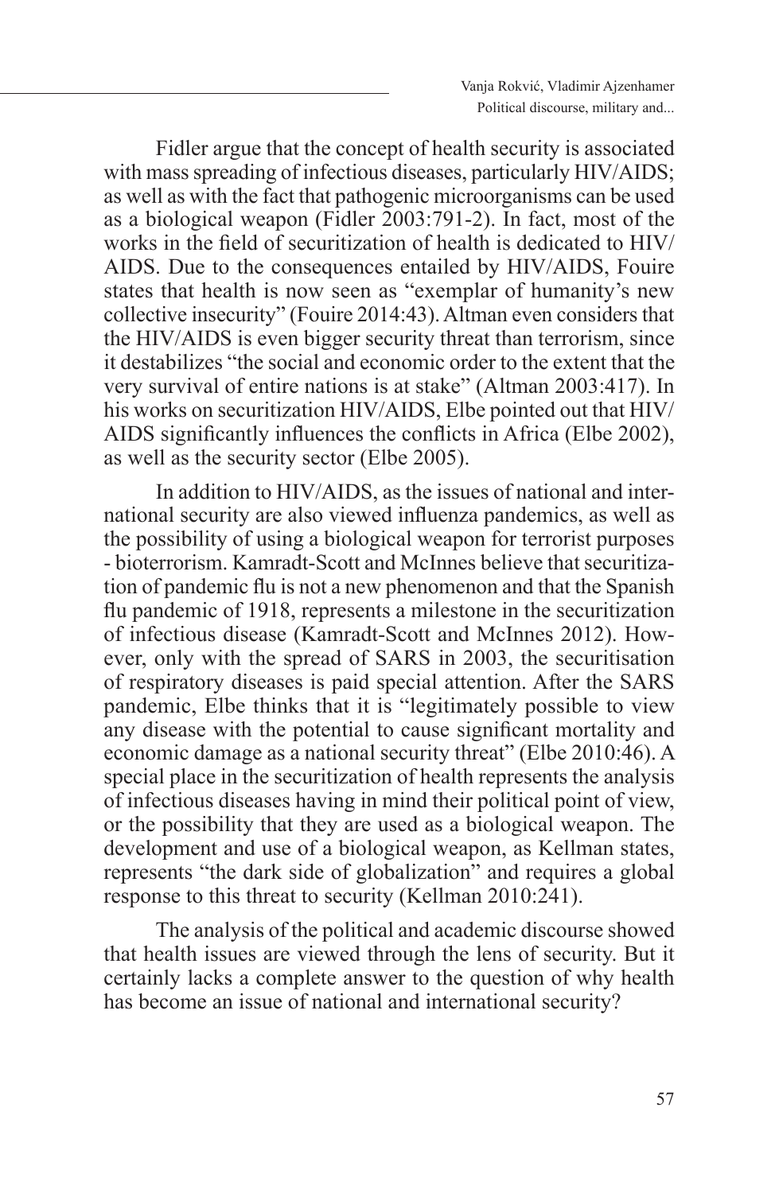Fidler argue that the concept of health security is associated with mass spreading of infectious diseases, particularly HIV/AIDS; as well as with the fact that pathogenic microorganisms can be used as a biological weapon (Fidler 2003:791-2). In fact, most of the works in the field of securitization of health is dedicated to HIV/AIDS. Due to the consequences entailed by HIV/AIDS, Fouire states that health is now seen as "exemplar of humanity's new collective insecurity" (Fouire 2014:43). Altman even considers that the HIV/AIDS is even bigger security threat than terrorism, since it destabilizes "the social and economic order to the extent that the very survival of entire nations is at stake" (Altman 2003:417). In his works on securitization HIV/AIDS, Elbe pointed out that HIV/AIDS significantly influences the conflicts in Africa (Elbe 2002), as well as the security sector (Elbe 2005).

In addition to HIV/AIDS, as the issues of national and international security are also viewed influenza pandemics, as well as the possibility of using a biological weapon for terrorist purposes - bioterrorism. Kamradt-Scott and McInnes believe that securitization of pandemic flu is not a new phenomenon and that the Spanish flu pandemic of 1918, represents a milestone in the securitization of infectious disease (Kamradt-Scott and McInnes 2012). However, only with the spread of SARS in 2003, the securitisation of respiratory diseases is paid special attention. After the SARS pandemic, Elbe thinks that it is "legitimately possible to view any disease with the potential to cause significant mortality and economic damage as a national security threat" (Elbe 2010:46). A special place in the securitization of health represents the analysis of infectious diseases having in mind their political point of view, or the possibility that they are used as a biological weapon. The development and use of a biological weapon, as Kellman states, represents "the dark side of globalization" and requires a global response to this threat to security (Kellman 2010:241).

The analysis of the political and academic discourse showed that health issues are viewed through the lens of security. But it certainly lacks a complete answer to the question of why health has become an issue of national and international security?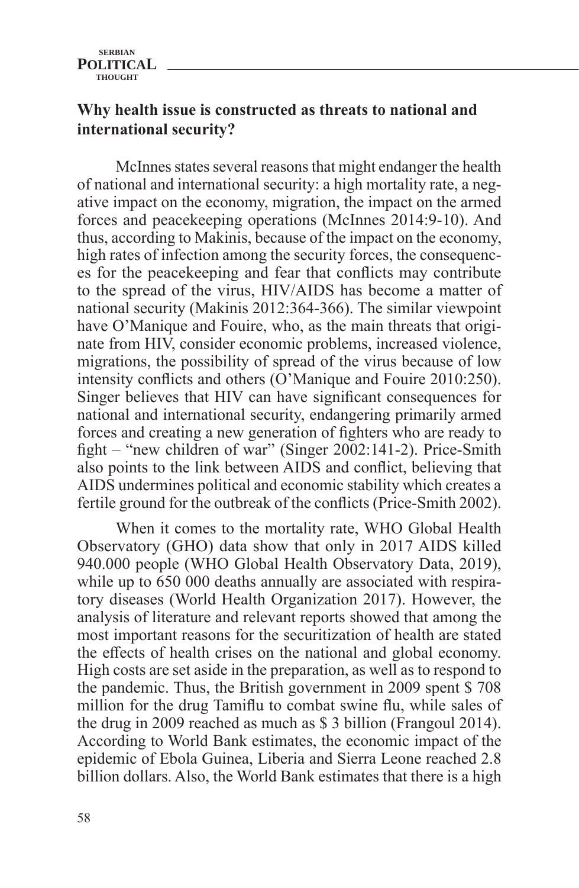## Why health issue is constructed as threats to national and international security?

McInnes states several reasons that might endanger the health of national and international security: a high mortality rate, a negative impact on the economy, migration, the impact on the armed forces and peacekeeping operations (McInnes 2014:9-10). And thus, according to Makinis, because of the impact on the economy, high rates of infection among the security forces, the consequences for the peacekeeping and fear that conflicts may contribute to the spread of the virus, HIV/AIDS has become a matter of national security (Makinis 2012:364-366). The similar viewpoint have O'Manique and Fouire, who, as the main threats that originate from HIV, consider economic problems, increased violence, migrations, the possibility of spread of the virus because of low intensity conflicts and others (O'Manique and Fouire 2010:250). Singer believes that HIV can have significant consequences for national and international security, endangering primarily armed forces and creating a new generation of fighters who are ready to fight – "new children of war" (Singer 2002:141-2). Price-Smith also points to the link between AIDS and conflict, believing that AIDS undermines political and economic stability which creates a fertile ground for the outbreak of the conflicts (Price-Smith 2002).

When it comes to the mortality rate, WHO Global Health Observatory (GHO) data show that only in 2017 AIDS killed 940.000 people (WHO Global Health Observatory Data, 2019), while up to 650 000 deaths annually are associated with respiratory diseases (World Health Organization 2017). However, the analysis of literature and relevant reports showed that among the most important reasons for the securitization of health are stated the effects of health crises on the national and global economy. High costs are set aside in the preparation, as well as to respond to the pandemic. Thus, the British government in 2009 spent $ 708 million for the drug Tamiflu to combat swine flu, while sales of the drug in 2009 reached as much as $ 3 billion (Frangoul 2014). According to World Bank estimates, the economic impact of the epidemic of Ebola Guinea, Liberia and Sierra Leone reached 2.8 billion dollars. Also, the World Bank estimates that there is a high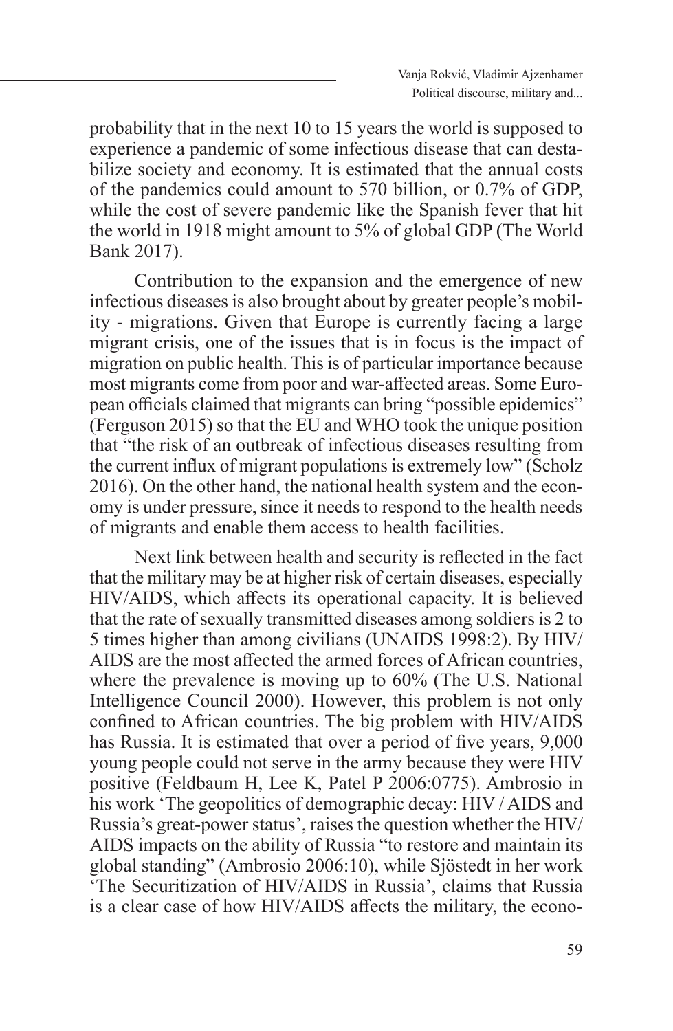probability that in the next 10 to 15 years the world is supposed to experience a pandemic of some infectious disease that can destabilize society and economy. It is estimated that the annual costs of the pandemics could amount to 570 billion, or 0.7% of GDP, while the cost of severe pandemic like the Spanish fever that hit the world in 1918 might amount to 5% of global GDP (The World Bank 2017).

Contribution to the expansion and the emergence of new infectious diseases is also brought about by greater people's mobility - migrations. Given that Europe is currently facing a large migrant crisis, one of the issues that is in focus is the impact of migration on public health. This is of particular importance because most migrants come from poor and war-affected areas. Some European officials claimed that migrants can bring "possible epidemics" (Ferguson 2015) so that the EU and WHO took the unique position that "the risk of an outbreak of infectious diseases resulting from the current influx of migrant populations is extremely low" (Scholz 2016). On the other hand, the national health system and the economy is under pressure, since it needs to respond to the health needs of migrants and enable them access to health facilities.

Next link between health and security is reflected in the fact that the military may be at higher risk of certain diseases, especially HIV/AIDS, which affects its operational capacity. It is believed that the rate of sexually transmitted diseases among soldiers is 2 to 5 times higher than among civilians (UNAIDS 1998:2). By HIV/AIDS are the most affected the armed forces of African countries, where the prevalence is moving up to 60% (The U.S. National Intelligence Council 2000). However, this problem is not only confined to African countries. The big problem with HIV/AIDS has Russia. It is estimated that over a period of five years, 9,000 young people could not serve in the army because they were HIV positive (Feldbaum H, Lee K, Patel P 2006:0775). Ambrosio in his work 'The geopolitics of demographic decay: HIV / AIDS and Russia's great-power status', raises the question whether the HIV/AIDS impacts on the ability of Russia "to restore and maintain its global standing" (Ambrosio 2006:10), while Sjöstedt in her work 'The Securitization of HIV/AIDS in Russia', claims that Russia is a clear case of how HIV/AIDS affects the military, the econo-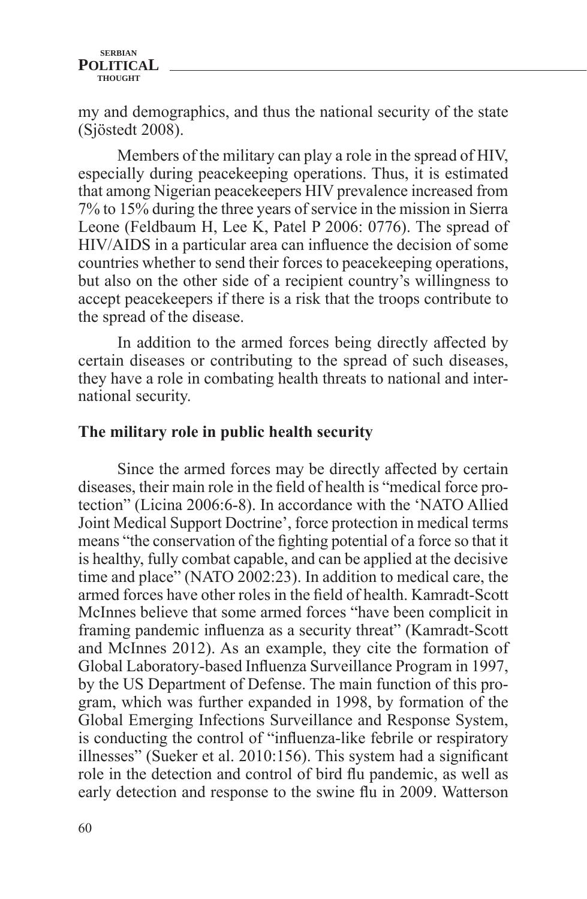my and demographics, and thus the national security of the state (Sjöstedt 2008).

Members of the military can play a role in the spread of HIV, especially during peacekeeping operations. Thus, it is estimated that among Nigerian peacekeepers HIV prevalence increased from 7% to 15% during the three years of service in the mission in Sierra Leone (Feldbaum H, Lee K, Patel P 2006: 0776). The spread of HIV/AIDS in a particular area can influence the decision of some countries whether to send their forces to peacekeeping operations, but also on the other side of a recipient country's willingness to accept peacekeepers if there is a risk that the troops contribute to the spread of the disease.

In addition to the armed forces being directly affected by certain diseases or contributing to the spread of such diseases, they have a role in combating health threats to national and international security.

## The military role in public health security

Since the armed forces may be directly affected by certain diseases, their main role in the field of health is "medical force protection" (Licina 2006:6-8). In accordance with the 'NATO Allied Joint Medical Support Doctrine', force protection in medical terms means "the conservation of the fighting potential of a force so that it is healthy, fully combat capable, and can be applied at the decisive time and place" (NATO 2002:23). In addition to medical care, the armed forces have other roles in the field of health. Kamradt-Scott McInnes believe that some armed forces "have been complicit in framing pandemic influenza as a security threat" (Kamradt-Scott and McInnes 2012). As an example, they cite the formation of Global Laboratory-based Influenza Surveillance Program in 1997, by the US Department of Defense. The main function of this program, which was further expanded in 1998, by formation of the Global Emerging Infections Surveillance and Response System, is conducting the control of "influenza-like febrile or respiratory illnesses" (Sueker et al. 2010:156). This system had a significant role in the detection and control of bird flu pandemic, as well as early detection and response to the swine flu in 2009. Watterson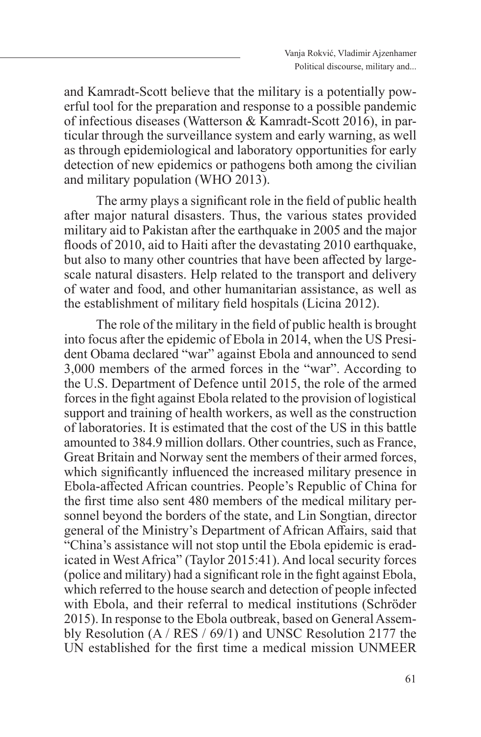and Kamradt-Scott believe that the military is a potentially powerful tool for the preparation and response to a possible pandemic of infectious diseases (Watterson & Kamradt-Scott 2016), in particular through the surveillance system and early warning, as well as through epidemiological and laboratory opportunities for early detection of new epidemics or pathogens both among the civilian and military population (WHO 2013).

The army plays a significant role in the field of public health after major natural disasters. Thus, the various states provided military aid to Pakistan after the earthquake in 2005 and the major floods of 2010, aid to Haiti after the devastating 2010 earthquake, but also to many other countries that have been affected by large-scale natural disasters. Help related to the transport and delivery of water and food, and other humanitarian assistance, as well as the establishment of military field hospitals (Licina 2012).

The role of the military in the field of public health is brought into focus after the epidemic of Ebola in 2014, when the US President Obama declared "war" against Ebola and announced to send 3,000 members of the armed forces in the "war". According to the U.S. Department of Defence until 2015, the role of the armed forces in the fight against Ebola related to the provision of logistical support and training of health workers, as well as the construction of laboratories. It is estimated that the cost of the US in this battle amounted to 384.9 million dollars. Other countries, such as France, Great Britain and Norway sent the members of their armed forces, which significantly influenced the increased military presence in Ebola-affected African countries. People's Republic of China for the first time also sent 480 members of the medical military personnel beyond the borders of the state, and Lin Songtian, director general of the Ministry's Department of African Affairs, said that "China's assistance will not stop until the Ebola epidemic is eradicated in West Africa" (Taylor 2015:41). And local security forces (police and military) had a significant role in the fight against Ebola, which referred to the house search and detection of people infected with Ebola, and their referral to medical institutions (Schröder 2015). In response to the Ebola outbreak, based on General Assembly Resolution (A / RES / 69/1) and UNSC Resolution 2177 the UN established for the first time a medical mission UNMEER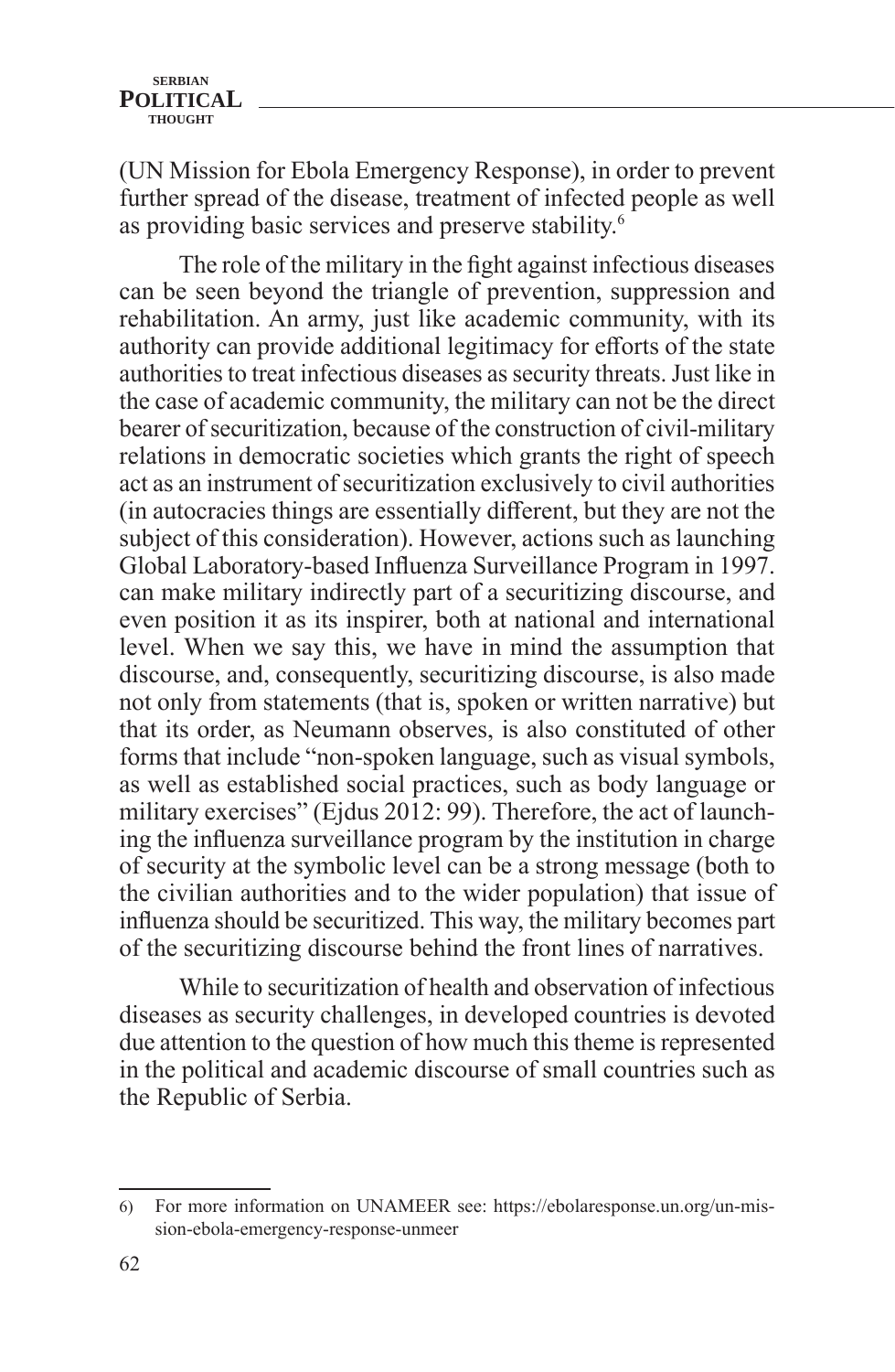(UN Mission for Ebola Emergency Response), in order to prevent further spread of the disease, treatment of infected people as well as providing basic services and preserve stability.[6]

The role of the military in the fight against infectious diseases can be seen beyond the triangle of prevention, suppression and rehabilitation. An army, just like academic community, with its authority can provide additional legitimacy for efforts of the state authorities to treat infectious diseases as security threats. Just like in the case of academic community, the military can not be the direct bearer of securitization, because of the construction of civil-military relations in democratic societies which grants the right of speech act as an instrument of securitization exclusively to civil authorities (in autocracies things are essentially different, but they are not the subject of this consideration). However, actions such as launching Global Laboratory-based Influenza Surveillance Program in 1997. can make military indirectly part of a securitizing discourse, and even position it as its inspirer, both at national and international level. When we say this, we have in mind the assumption that discourse, and, consequently, securitizing discourse, is also made not only from statements (that is, spoken or written narrative) but that its order, as Neumann observes, is also constituted of other forms that include "non-spoken language, such as visual symbols, as well as established social practices, such as body language or military exercises" (Ejdus 2012: 99). Therefore, the act of launching the influenza surveillance program by the institution in charge of security at the symbolic level can be a strong message (both to the civilian authorities and to the wider population) that issue of influenza should be securitized. This way, the military becomes part of the securitizing discourse behind the front lines of narratives.

While to securitization of health and observation of infectious diseases as security challenges, in developed countries is devoted due attention to the question of how much this theme is represented in the political and academic discourse of small countries such as the Republic of Serbia.

---

6) For more information on UNAMEER see: https://ebolaresponse.un.org/un-mission-ebola-emergency-response-unmeer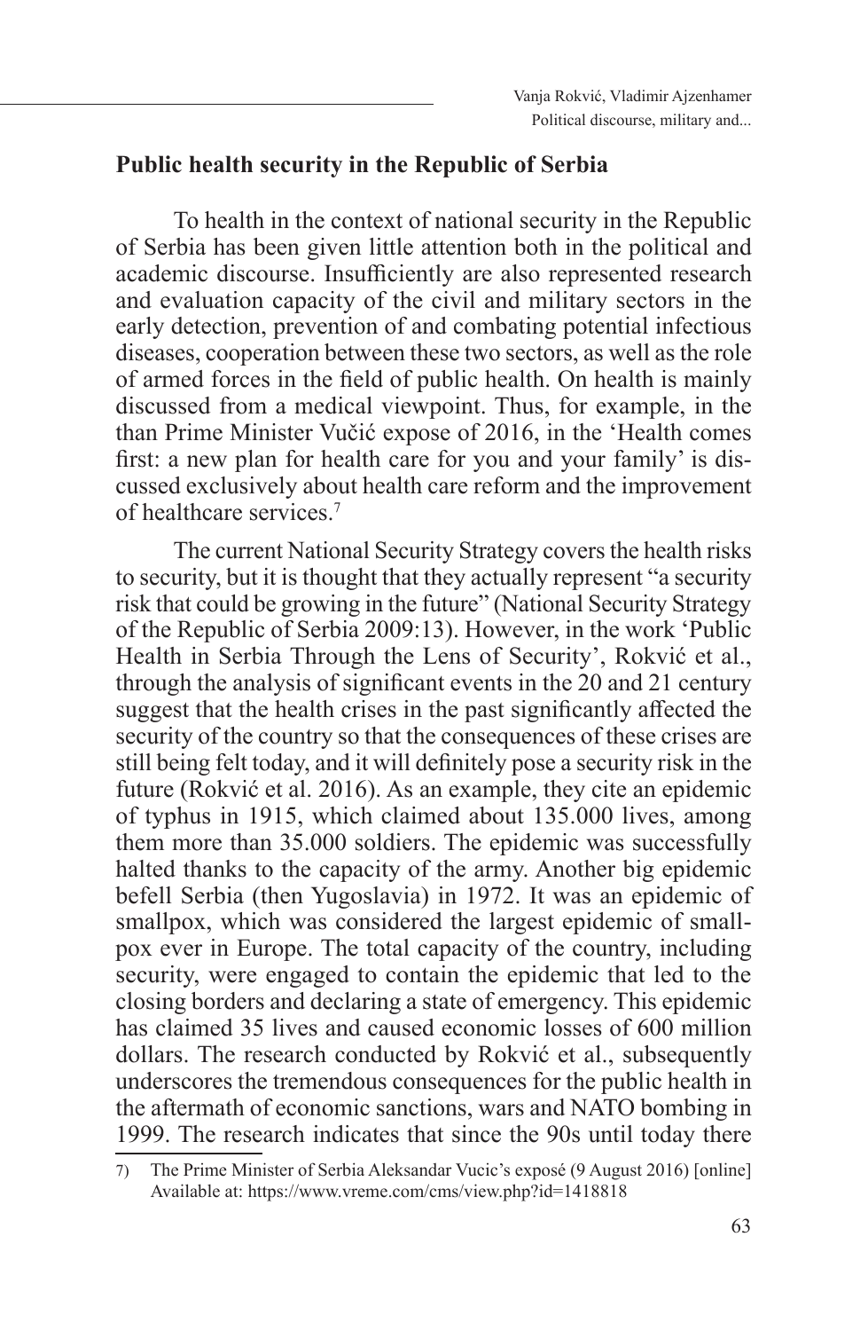## Public health security in the Republic of Serbia

To health in the context of national security in the Republic of Serbia has been given little attention both in the political and academic discourse. Insufficiently are also represented research and evaluation capacity of the civil and military sectors in the early detection, prevention of and combating potential infectious diseases, cooperation between these two sectors, as well as the role of armed forces in the field of public health. On health is mainly discussed from a medical viewpoint. Thus, for example, in the than Prime Minister Vučić expose of 2016, in the 'Health comes first: a new plan for health care for you and your family' is discussed exclusively about health care reform and the improvement of healthcare services.[7]

The current National Security Strategy covers the health risks to security, but it is thought that they actually represent "a security risk that could be growing in the future" (National Security Strategy of the Republic of Serbia 2009:13). However, in the work 'Public Health in Serbia Through the Lens of Security', Rokvić et al., through the analysis of significant events in the 20 and 21 century suggest that the health crises in the past significantly affected the security of the country so that the consequences of these crises are still being felt today, and it will definitely pose a security risk in the future (Rokvić et al. 2016). As an example, they cite an epidemic of typhus in 1915, which claimed about 135.000 lives, among them more than 35.000 soldiers. The epidemic was successfully halted thanks to the capacity of the army. Another big epidemic befell Serbia (then Yugoslavia) in 1972. It was an epidemic of smallpox, which was considered the largest epidemic of smallpox ever in Europe. The total capacity of the country, including security, were engaged to contain the epidemic that led to the closing borders and declaring a state of emergency. This epidemic has claimed 35 lives and caused economic losses of 600 million dollars. The research conducted by Rokvić et al., subsequently underscores the tremendous consequences for the public health in the aftermath of economic sanctions, wars and NATO bombing in 1999. The research indicates that since the 90s until today there

---

7) The Prime Minister of Serbia Aleksandar Vucic's exposé (9 August 2016) [online] Available at: https://www.vreme.com/cms/view.php?id=1418818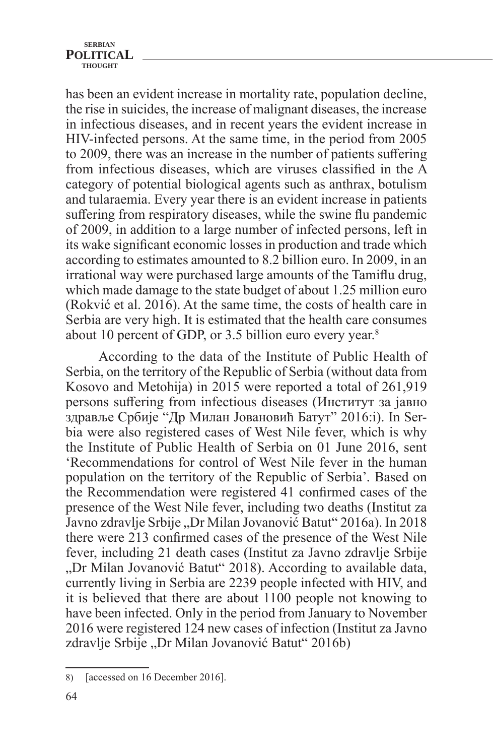has been an evident increase in mortality rate, population decline, the rise in suicides, the increase of malignant diseases, the increase in infectious diseases, and in recent years the evident increase in HIV-infected persons. At the same time, in the period from 2005 to 2009, there was an increase in the number of patients suffering from infectious diseases, which are viruses classified in the A category of potential biological agents such as anthrax, botulism and tularaemia. Every year there is an evident increase in patients suffering from respiratory diseases, while the swine flu pandemic of 2009, in addition to a large number of infected persons, left in its wake significant economic losses in production and trade which according to estimates amounted to 8.2 billion euro. In 2009, in an irrational way were purchased large amounts of the Tamiflu drug, which made damage to the state budget of about 1.25 million euro (Rokvić et al. 2016). At the same time, the costs of health care in Serbia are very high. It is estimated that the health care consumes about 10 percent of GDP, or 3.5 billion euro every year.[8]

According to the data of the Institute of Public Health of Serbia, on the territory of the Republic of Serbia (without data from Kosovo and Metohija) in 2015 were reported a total of 261,919 persons suffering from infectious diseases (Институт за јавно здравље Србије "Др Милан Јовановић Батут" 2016:i). In Serbia were also registered cases of West Nile fever, which is why the Institute of Public Health of Serbia on 01 June 2016, sent 'Recommendations for control of West Nile fever in the human population on the territory of the Republic of Serbia'. Based on the Recommendation were registered 41 confirmed cases of the presence of the West Nile fever, including two deaths (Institut za Javno zdravlje Srbije „Dr Milan Jovanović Batut" 2016a). In 2018 there were 213 confirmed cases of the presence of the West Nile fever, including 21 death cases (Institut za Javno zdravlje Srbije „Dr Milan Jovanović Batut" 2018). According to available data, currently living in Serbia are 2239 people infected with HIV, and it is believed that there are about 1100 people not knowing to have been infected. Only in the period from January to November 2016 were registered 124 new cases of infection (Institut za Javno zdravlje Srbije „Dr Milan Jovanović Batut" 2016b)

8) [accessed on 16 December 2016].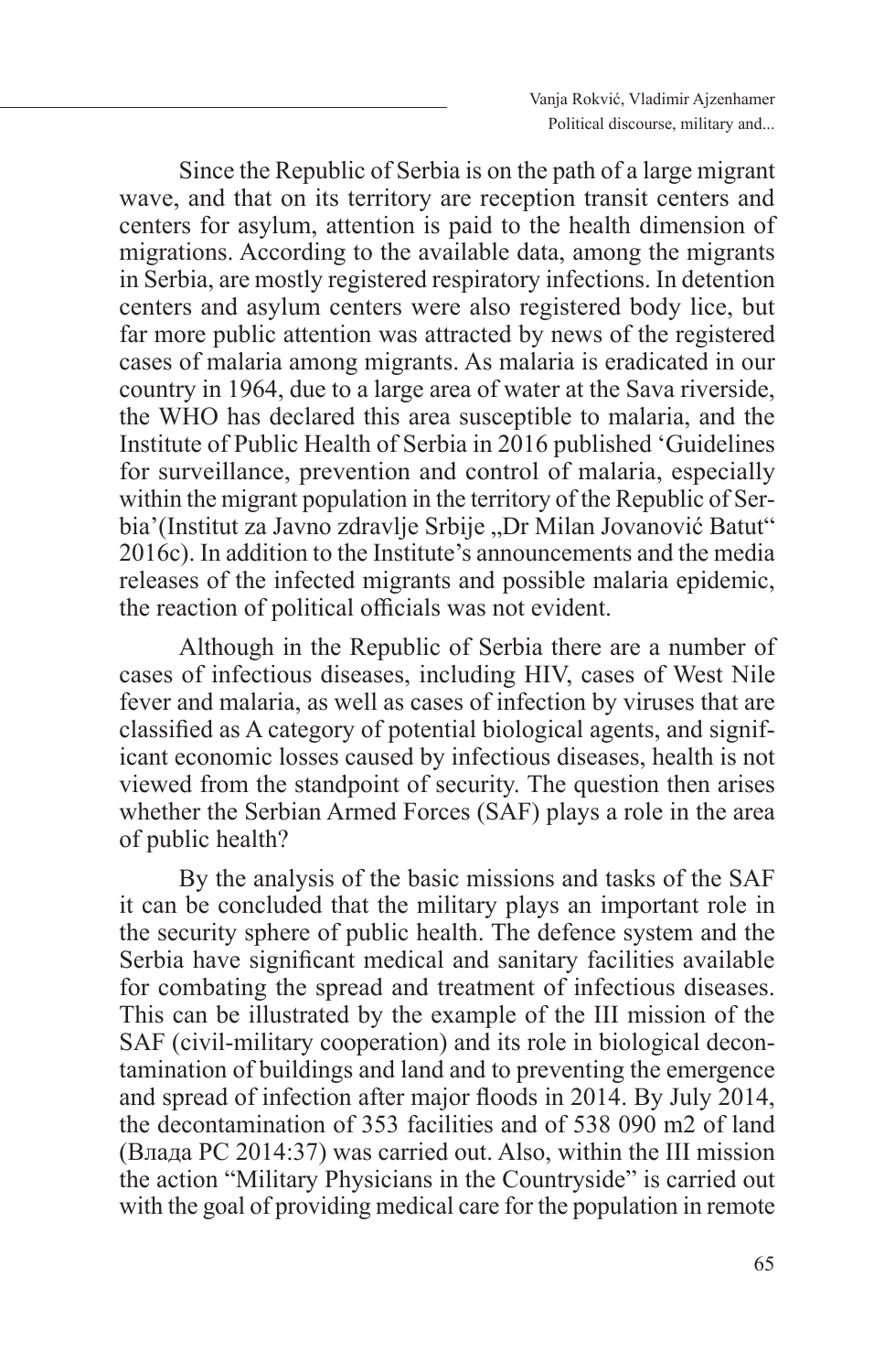Since the Republic of Serbia is on the path of a large migrant wave, and that on its territory are reception transit centers and centers for asylum, attention is paid to the health dimension of migrations. According to the available data, among the migrants in Serbia, are mostly registered respiratory infections. In detention centers and asylum centers were also registered body lice, but far more public attention was attracted by news of the registered cases of malaria among migrants. As malaria is eradicated in our country in 1964, due to a large area of water at the Sava riverside, the WHO has declared this area susceptible to malaria, and the Institute of Public Health of Serbia in 2016 published 'Guidelines for surveillance, prevention and control of malaria, especially within the migrant population in the territory of the Republic of Serbia'(Institut za Javno zdravlje Srbije „Dr Milan Jovanović Batut" 2016c). In addition to the Institute's announcements and the media releases of the infected migrants and possible malaria epidemic, the reaction of political officials was not evident.

Although in the Republic of Serbia there are a number of cases of infectious diseases, including HIV, cases of West Nile fever and malaria, as well as cases of infection by viruses that are classified as A category of potential biological agents, and significant economic losses caused by infectious diseases, health is not viewed from the standpoint of security. The question then arises whether the Serbian Armed Forces (SAF) plays a role in the area of public health?

By the analysis of the basic missions and tasks of the SAF it can be concluded that the military plays an important role in the security sphere of public health. The defence system and the Serbia have significant medical and sanitary facilities available for combating the spread and treatment of infectious diseases. This can be illustrated by the example of the III mission of the SAF (civil-military cooperation) and its role in biological decontamination of buildings and land and to preventing the emergence and spread of infection after major floods in 2014. By July 2014, the decontamination of 353 facilities and of 538 090 m2 of land (Влада РС 2014:37) was carried out. Also, within the III mission the action "Military Physicians in the Countryside" is carried out with the goal of providing medical care for the population in remote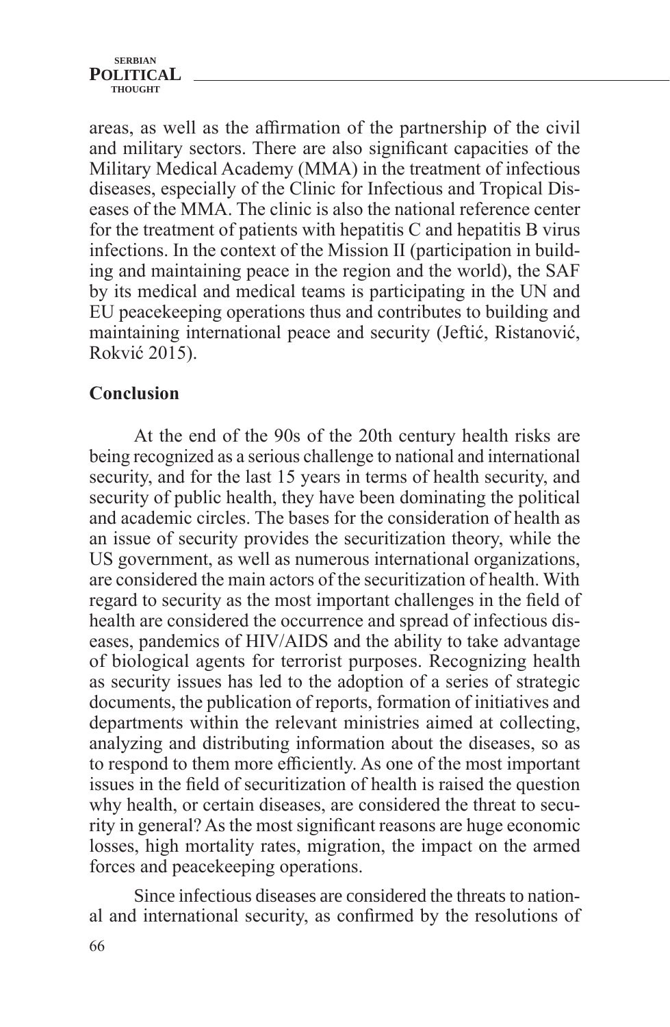areas, as well as the affirmation of the partnership of the civil and military sectors. There are also significant capacities of the Military Medical Academy (MMA) in the treatment of infectious diseases, especially of the Clinic for Infectious and Tropical Diseases of the MMA. The clinic is also the national reference center for the treatment of patients with hepatitis C and hepatitis B virus infections. In the context of the Mission II (participation in building and maintaining peace in the region and the world), the SAF by its medical and medical teams is participating in the UN and EU peacekeeping operations thus and contributes to building and maintaining international peace and security (Jeftić, Ristanović, Rokvić 2015).

## Conclusion

At the end of the 90s of the 20th century health risks are being recognized as a serious challenge to national and international security, and for the last 15 years in terms of health security, and security of public health, they have been dominating the political and academic circles. The bases for the consideration of health as an issue of security provides the securitization theory, while the US government, as well as numerous international organizations, are considered the main actors of the securitization of health. With regard to security as the most important challenges in the field of health are considered the occurrence and spread of infectious diseases, pandemics of HIV/AIDS and the ability to take advantage of biological agents for terrorist purposes. Recognizing health as security issues has led to the adoption of a series of strategic documents, the publication of reports, formation of initiatives and departments within the relevant ministries aimed at collecting, analyzing and distributing information about the diseases, so as to respond to them more efficiently. As one of the most important issues in the field of securitization of health is raised the question why health, or certain diseases, are considered the threat to security in general? As the most significant reasons are huge economic losses, high mortality rates, migration, the impact on the armed forces and peacekeeping operations.

Since infectious diseases are considered the threats to national and international security, as confirmed by the resolutions of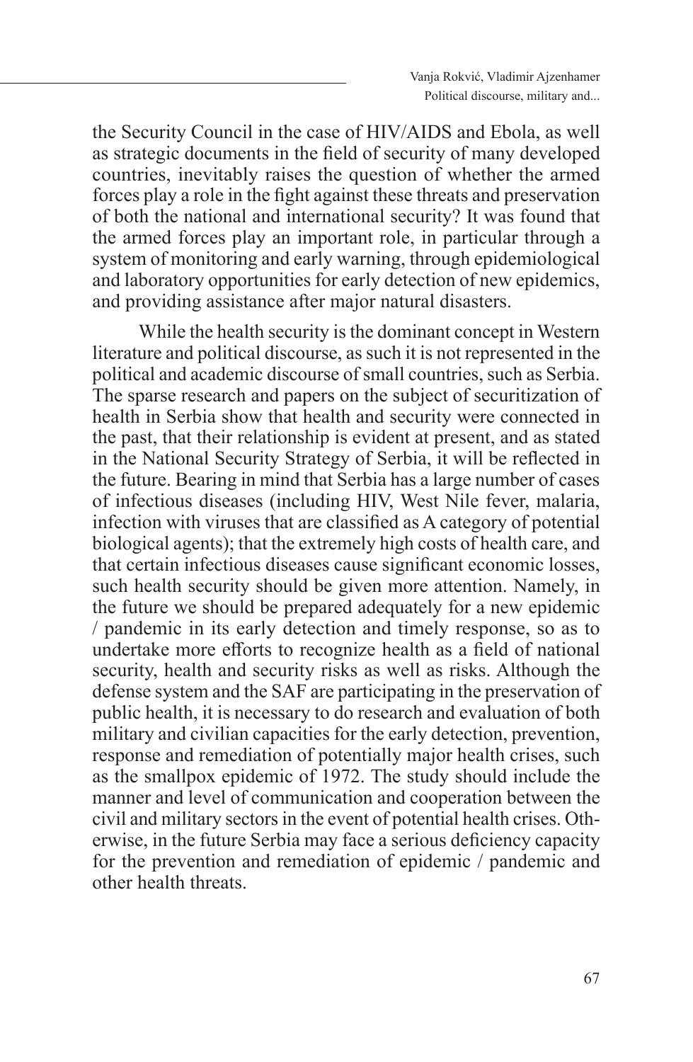the Security Council in the case of HIV/AIDS and Ebola, as well as strategic documents in the field of security of many developed countries, inevitably raises the question of whether the armed forces play a role in the fight against these threats and preservation of both the national and international security? It was found that the armed forces play an important role, in particular through a system of monitoring and early warning, through epidemiological and laboratory opportunities for early detection of new epidemics, and providing assistance after major natural disasters.

While the health security is the dominant concept in Western literature and political discourse, as such it is not represented in the political and academic discourse of small countries, such as Serbia. The sparse research and papers on the subject of securitization of health in Serbia show that health and security were connected in the past, that their relationship is evident at present, and as stated in the National Security Strategy of Serbia, it will be reflected in the future. Bearing in mind that Serbia has a large number of cases of infectious diseases (including HIV, West Nile fever, malaria, infection with viruses that are classified as A category of potential biological agents); that the extremely high costs of health care, and that certain infectious diseases cause significant economic losses, such health security should be given more attention. Namely, in the future we should be prepared adequately for a new epidemic / pandemic in its early detection and timely response, so as to undertake more efforts to recognize health as a field of national security, health and security risks as well as risks. Although the defense system and the SAF are participating in the preservation of public health, it is necessary to do research and evaluation of both military and civilian capacities for the early detection, prevention, response and remediation of potentially major health crises, such as the smallpox epidemic of 1972. The study should include the manner and level of communication and cooperation between the civil and military sectors in the event of potential health crises. Otherwise, in the future Serbia may face a serious deficiency capacity for the prevention and remediation of epidemic / pandemic and other health threats.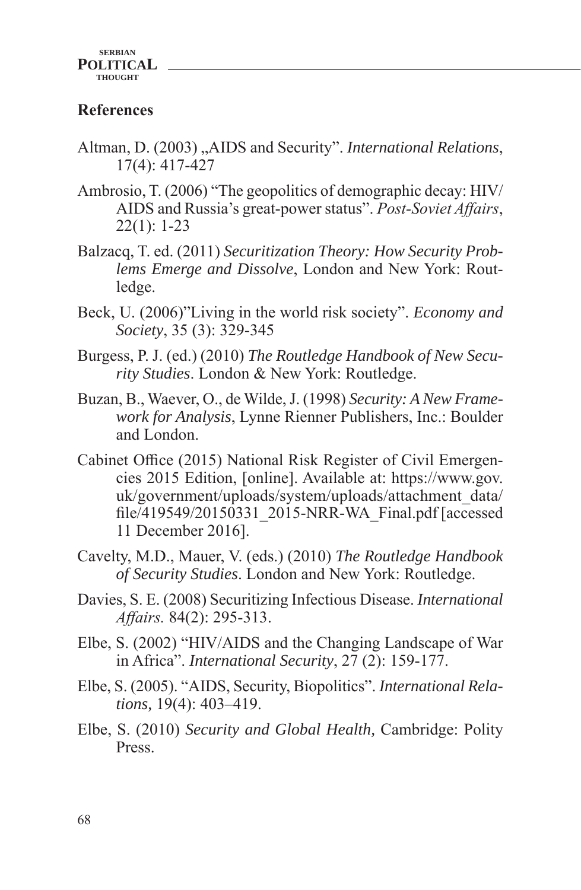## References

Altman, D. (2003) „AIDS and Security". *International Relations*, 17(4): 417-427

Ambrosio, T. (2006) "The geopolitics of demographic decay: HIV/ AIDS and Russia's great-power status". *Post-Soviet Affairs*, 22(1): 1-23

Balzacq, T. ed. (2011) *Securitization Theory: How Security Problems Emerge and Dissolve*, London and New York: Routledge.

Beck, U. (2006)"Living in the world risk society". *Economy and Society*, 35 (3): 329-345

Burgess, P. J. (ed.) (2010) *The Routledge Handbook of New Security Studies*. London & New York: Routledge.

Buzan, B., Waever, O., de Wilde, J. (1998) *Security: A New Framework for Analysis*, Lynne Rienner Publishers, Inc.: Boulder and London.

Cabinet Office (2015) National Risk Register of Civil Emergencies 2015 Edition, [online]. Available at: https://www.gov.uk/government/uploads/system/uploads/attachment_data/file/419549/20150331_2015-NRR-WA_Final.pdf [accessed 11 December 2016].

Cavelty, M.D., Mauer, V. (eds.) (2010) *The Routledge Handbook of Security Studies*. London and New York: Routledge.

Davies, S. E. (2008) Securitizing Infectious Disease. *International Affairs.* 84(2): 295-313.

Elbe, S. (2002) "HIV/AIDS and the Changing Landscape of War in Africa". *International Security*, 27 (2): 159-177.

Elbe, S. (2005). "AIDS, Security, Biopolitics". *International Relations,* 19(4): 403–419.

Elbe, S. (2010) *Security and Global Health,* Cambridge: Polity Press.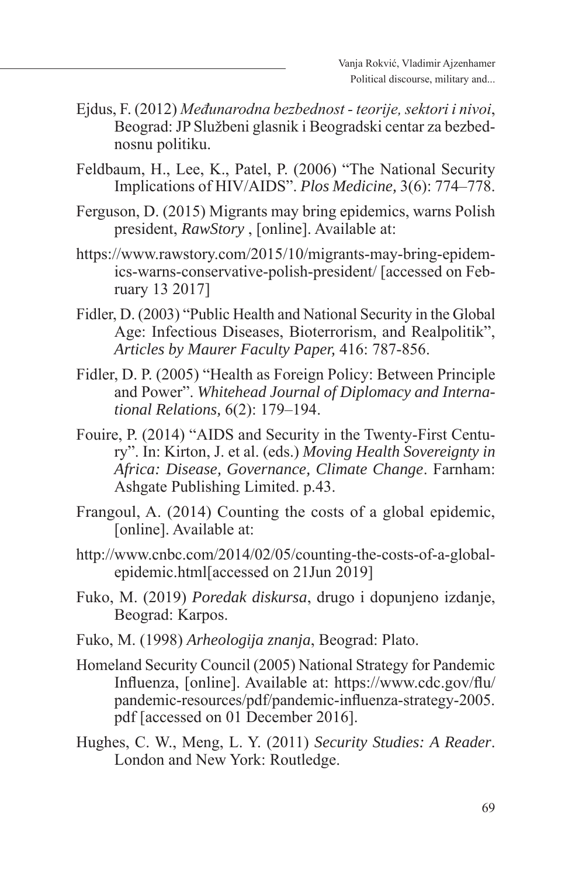Ejdus, F. (2012) *Međunarodna bezbednost - teorije, sektori i nivoi*, Beograd: JP Službeni glasnik i Beogradski centar za bezbednosnu politiku.

Feldbaum, H., Lee, K., Patel, P. (2006) "The National Security Implications of HIV/AIDS". *Plos Medicine,* 3(6): 774–778.

Ferguson, D. (2015) Migrants may bring epidemics, warns Polish president, *RawStory* , [online]. Available at:

https://www.rawstory.com/2015/10/migrants-may-bring-epidemics-warns-conservative-polish-president/ [accessed on February 13 2017]

Fidler, D. (2003) "Public Health and National Security in the Global Age: Infectious Diseases, Bioterrorism, and Realpolitik", *Articles by Maurer Faculty Paper,* 416: 787-856.

Fidler, D. P. (2005) "Health as Foreign Policy: Between Principle and Power". *Whitehead Journal of Diplomacy and International Relations,* 6(2): 179–194.

Fouire, P. (2014) "AIDS and Security in the Twenty-First Century". In: Kirton, J. et al. (eds.) *Moving Health Sovereignty in Africa: Disease, Governance, Climate Change*. Farnham: Ashgate Publishing Limited. p.43.

Frangoul, A. (2014) Counting the costs of a global epidemic, [online]. Available at:

http://www.cnbc.com/2014/02/05/counting-the-costs-of-a-global-epidemic.html[accessed on 21Jun 2019]

Fuko, M. (2019) *Poredak diskursa*, drugo i dopunjeno izdanje, Beograd: Karpos.

Fuko, M. (1998) *Arheologija znanja*, Beograd: Plato.

Homeland Security Council (2005) National Strategy for Pandemic Influenza, [online]. Available at: https://www.cdc.gov/flu/pandemic-resources/pdf/pandemic-influenza-strategy-2005.pdf [accessed on 01 December 2016].

Hughes, C. W., Meng, L. Y. (2011) *Security Studies: A Reader*. London and New York: Routledge.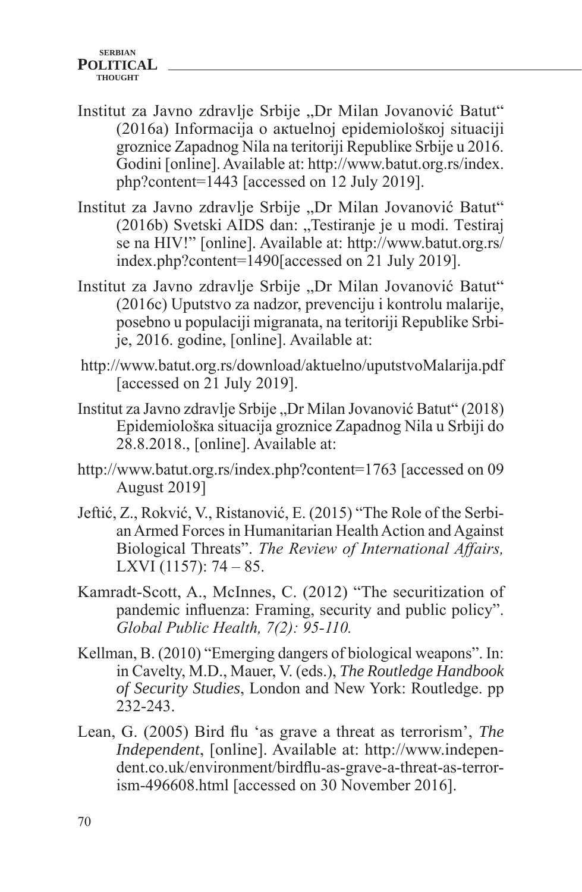Institut za Javno zdravlje Srbije „Dr Milan Jovanović Batut" (2016a) Informacija o aкtuelnoj epidemiološкoj situaciji groznice Zapadnog Nila na teritoriji Republike Srbije u 2016. Godini [online]. Available at: http://www.batut.org.rs/index.php?content=1443 [accessed on 12 July 2019].

Institut za Javno zdravlje Srbije „Dr Milan Jovanović Batut" (2016b) Svetski AIDS dan: „Testiranje je u modi. Testiraj se na HIV!" [online]. Available at: http://www.batut.org.rs/index.php?content=1490[accessed on 21 July 2019].

Institut za Javno zdravlje Srbije „Dr Milan Jovanović Batut" (2016c) Uputstvo za nadzor, prevenciju i kontrolu malarije, posebno u populaciji migranata, na teritoriji Republike Srbije, 2016. godine, [online]. Available at:

http://www.batut.org.rs/download/aktuelno/uputstvoMalarija.pdf [accessed on 21 July 2019].

Institut za Javno zdravlje Srbije „Dr Milan Jovanović Batut" (2018) Epidemiološкa situacija groznice Zapadnog Nila u Srbiji do 28.8.2018., [online]. Available at:

http://www.batut.org.rs/index.php?content=1763 [accessed on 09 August 2019]

Jeftić, Z., Rokvić, V., Ristanović, E. (2015) "The Role of the Serbian Armed Forces in Humanitarian Health Action and Against Biological Threats". *The Review of International Affairs,* LXVI (1157): 74 – 85.

Kamradt-Scott, A., McInnes, C. (2012) "The securitization of pandemic influenza: Framing, security and public policy". *Global Public Health, 7(2): 95-110.*

Kellman, B. (2010) "Emerging dangers of biological weapons". In: in Cavelty, M.D., Mauer, V. (eds.), *The Routledge Handbook of Security Studies*, London and New York: Routledge. pp 232-243.

Lean, G. (2005) Bird flu 'as grave a threat as terrorism', *The Independent*, [online]. Available at: http://www.independent.co.uk/environment/birdflu-as-grave-a-threat-as-terrorism-496608.html [accessed on 30 November 2016].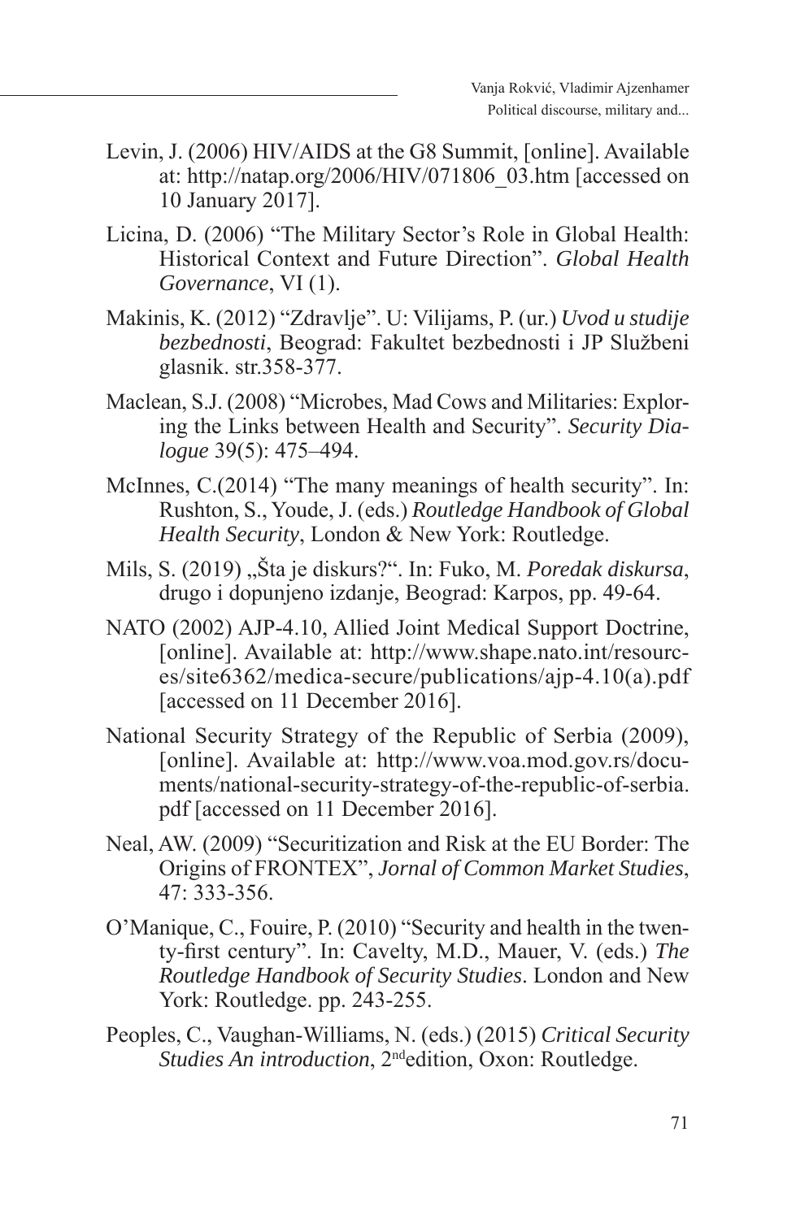Levin, J. (2006) HIV/AIDS at the G8 Summit, [online]. Available at: http://natap.org/2006/HIV/071806_03.htm [accessed on 10 January 2017].

Licina, D. (2006) "The Military Sector's Role in Global Health: Historical Context and Future Direction". *Global Health Governance*, VI (1).

Makinis, K. (2012) "Zdravlje". U: Vilijams, P. (ur.) *Uvod u studije bezbednosti*, Beograd: Fakultet bezbednosti i JP Službeni glasnik. str.358-377.

Maclean, S.J. (2008) "Microbes, Mad Cows and Militaries: Exploring the Links between Health and Security". *Security Dialogue* 39(5): 475–494.

McInnes, C.(2014) "The many meanings of health security". In: Rushton, S., Youde, J. (eds.) *Routledge Handbook of Global Health Security*, London & New York: Routledge.

Mils, S. (2019) „Šta je diskurs?". In: Fuko, M. *Poredak diskursa*, drugo i dopunjeno izdanje, Beograd: Karpos, pp. 49-64.

NATO (2002) AJP-4.10, Allied Joint Medical Support Doctrine, [online]. Available at: http://www.shape.nato.int/resources/site6362/medica-secure/publications/ajp-4.10(a).pdf [accessed on 11 December 2016].

National Security Strategy of the Republic of Serbia (2009), [online]. Available at: http://www.voa.mod.gov.rs/documents/national-security-strategy-of-the-republic-of-serbia.pdf [accessed on 11 December 2016].

Neal, AW. (2009) "Securitization and Risk at the EU Border: The Origins of FRONTEX", *Jornal of Common Market Studies*, 47: 333-356.

O'Manique, C., Fouire, P. (2010) "Security and health in the twenty-first century". In: Cavelty, M.D., Mauer, V. (eds.) *The Routledge Handbook of Security Studies*. London and New York: Routledge. pp. 243-255.

Peoples, C., Vaughan-Williams, N. (eds.) (2015) *Critical Security Studies An introduction*, 2nd edition, Oxon: Routledge.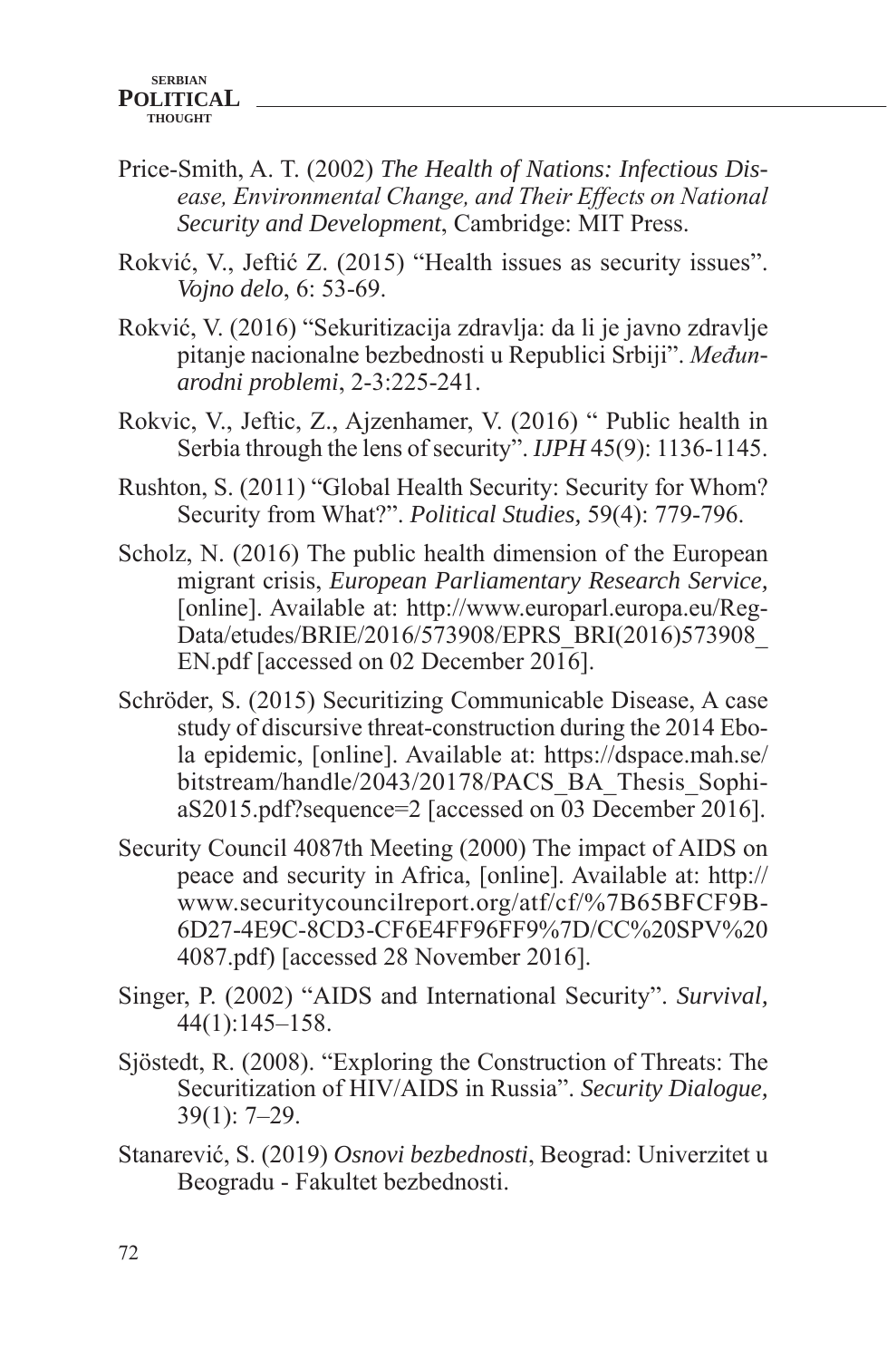Price-Smith, A. T. (2002) *The Health of Nations: Infectious Disease, Environmental Change, and Their Effects on National Security and Development*, Cambridge: MIT Press.

Rokvić, V., Jeftić Z. (2015) "Health issues as security issues". *Vojno delo*, 6: 53-69.

Rokvić, V. (2016) "Sekuritizacija zdravlja: da li je javno zdravlje pitanje nacionalne bezbednosti u Republici Srbiji". *Međunarodni problemi*, 2-3:225-241.

Rokvic, V., Jeftic, Z., Ajzenhamer, V. (2016) " Public health in Serbia through the lens of security". *IJPH* 45(9): 1136-1145.

Rushton, S. (2011) "Global Health Security: Security for Whom? Security from What?". *Political Studies,* 59(4): 779-796.

Scholz, N. (2016) The public health dimension of the European migrant crisis, *European Parliamentary Research Service,* [online]. Available at: http://www.europarl.europa.eu/RegData/etudes/BRIE/2016/573908/EPRS_BRI(2016)573908_EN.pdf [accessed on 02 December 2016].

Schröder, S. (2015) Securitizing Communicable Disease, A case study of discursive threat-construction during the 2014 Ebola epidemic, [online]. Available at: https://dspace.mah.se/bitstream/handle/2043/20178/PACS_BA_Thesis_SophiaS2015.pdf?sequence=2 [accessed on 03 December 2016].

Security Council 4087th Meeting (2000) The impact of AIDS on peace and security in Africa, [online]. Available at: http://www.securitycouncilreport.org/atf/cf/%7B65BFCF9B-6D27-4E9C-8CD3-CF6E4FF96FF9%7D/CC%20SPV%204087.pdf) [accessed 28 November 2016].

Singer, P. (2002) "AIDS and International Security". *Survival,* 44(1):145–158.

Sjöstedt, R. (2008). "Exploring the Construction of Threats: The Securitization of HIV/AIDS in Russia". *Security Dialogue,* 39(1): 7–29.

Stanarević, S. (2019) *Osnovi bezbednosti*, Beograd: Univerzitet u Beogradu - Fakultet bezbednosti.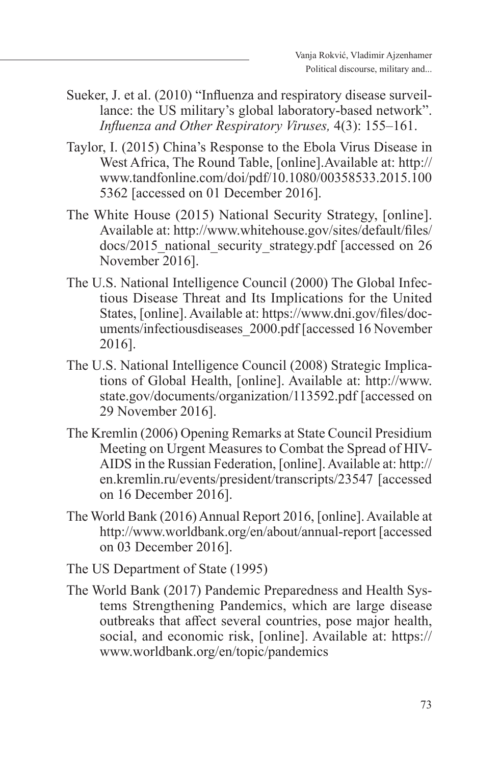Sueker, J. et al. (2010) "Influenza and respiratory disease surveillance: the US military's global laboratory-based network". *Influenza and Other Respiratory Viruses,* 4(3): 155–161.

Taylor, I. (2015) China's Response to the Ebola Virus Disease in West Africa, The Round Table, [online].Available at: http://www.tandfonline.com/doi/pdf/10.1080/00358533.2015.1005362 [accessed on 01 December 2016].

The White House (2015) National Security Strategy, [online]. Available at: http://www.whitehouse.gov/sites/default/files/docs/2015_national_security_strategy.pdf [accessed on 26 November 2016].

The U.S. National Intelligence Council (2000) The Global Infectious Disease Threat and Its Implications for the United States, [online]. Available at: https://www.dni.gov/files/documents/infectiousdiseases_2000.pdf [accessed 16 November 2016].

The U.S. National Intelligence Council (2008) Strategic Implications of Global Health, [online]. Available at: http://www.state.gov/documents/organization/113592.pdf [accessed on 29 November 2016].

The Kremlin (2006) Opening Remarks at State Council Presidium Meeting on Urgent Measures to Combat the Spread of HIV-AIDS in the Russian Federation, [online]. Available at: http://en.kremlin.ru/events/president/transcripts/23547 [accessed on 16 December 2016].

The World Bank (2016) Annual Report 2016, [online]. Available at http://www.worldbank.org/en/about/annual-report [accessed on 03 December 2016].

The US Department of State (1995)

The World Bank (2017) Pandemic Preparedness and Health Systems Strengthening Pandemics, which are large disease outbreaks that affect several countries, pose major health, social, and economic risk, [online]. Available at: https://www.worldbank.org/en/topic/pandemics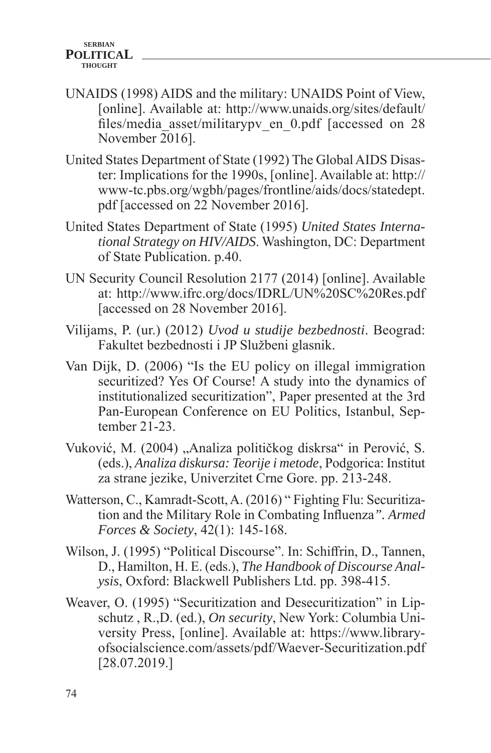UNAIDS (1998) AIDS and the military: UNAIDS Point of View, [online]. Available at: http://www.unaids.org/sites/default/files/media_asset/militarypv_en_0.pdf [accessed on 28 November 2016].

United States Department of State (1992) The Global AIDS Disaster: Implications for the 1990s, [online]. Available at: http://www-tc.pbs.org/wgbh/pages/frontline/aids/docs/statedept.pdf [accessed on 22 November 2016].

United States Department of State (1995) *United States International Strategy on HIV/AIDS*. Washington, DC: Department of State Publication. p.40.

UN Security Council Resolution 2177 (2014) [online]. Available at: http://www.ifrc.org/docs/IDRL/UN%20SC%20Res.pdf [accessed on 28 November 2016].

Vilijams, P. (ur.) (2012) *Uvod u studije bezbednosti*. Beograd: Fakultet bezbednosti i JP Službeni glasnik.

Van Dijk, D. (2006) "Is the EU policy on illegal immigration securitized? Yes Of Course! A study into the dynamics of institutionalized securitization", Paper presented at the 3rd Pan-European Conference on EU Politics, Istanbul, September 21-23.

Vuković, M. (2004) „Analiza političkog diskrsa" in Perović, S. (eds.), *Analiza diskursa: Teorije i metode*, Podgorica: Institut za strane jezike, Univerzitet Crne Gore. pp. 213-248.

Watterson, C., Kamradt-Scott, A. (2016) " Fighting Flu: Securitization and the Military Role in Combating Influenza". *Armed Forces & Society*, 42(1): 145-168.

Wilson, J. (1995) "Political Discourse". In: Schiffrin, D., Tannen, D., Hamilton, H. E. (eds.), *The Handbook of Discourse Analysis*, Oxford: Blackwell Publishers Ltd. pp. 398-415.

Weaver, O. (1995) "Securitization and Desecuritization" in Lipschutz , R.,D. (ed.), *On security*, New York: Columbia University Press, [online]. Available at: https://www.libraryofsocialscience.com/assets/pdf/Waever-Securitization.pdf [28.07.2019.]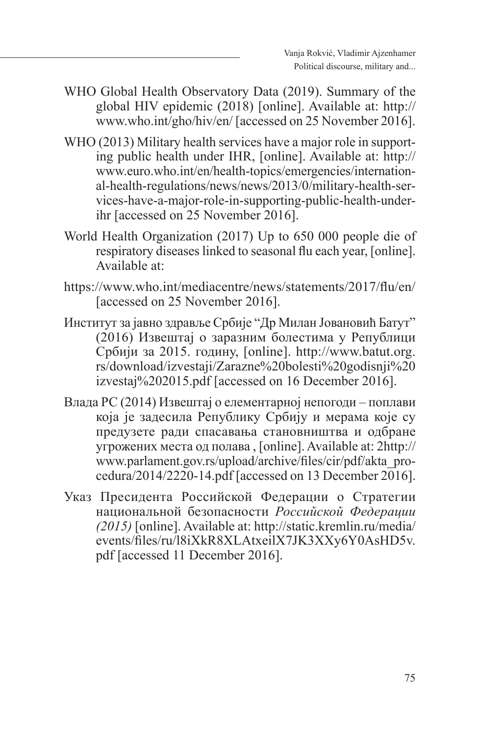WHO Global Health Observatory Data (2019). Summary of the global HIV epidemic (2018) [online]. Available at: http://www.who.int/gho/hiv/en/ [accessed on 25 November 2016].

WHO (2013) Military health services have a major role in supporting public health under IHR, [online]. Available at: http://www.euro.who.int/en/health-topics/emergencies/international-health-regulations/news/news/2013/0/military-health-services-have-a-major-role-in-supporting-public-health-under-ihr [accessed on 25 November 2016].

World Health Organization (2017) Up to 650 000 people die of respiratory diseases linked to seasonal flu each year, [online]. Available at:

https://www.who.int/mediacentre/news/statements/2017/flu/en/ [accessed on 25 November 2016].

Институт за јавно здравље Србије "Др Милан Јовановић Батут" (2016) Извештај о заразним болестима у Републици Србији за 2015. годину, [online]. http://www.batut.org.rs/download/izvestaji/Zarazne%20bolesti%20godisnji%20izvestaj%202015.pdf [accessed on 16 December 2016].

Влада РС (2014) Извештај о елементарној непогоди – поплави која је задесила Републику Србију и мерама које су предузете ради спасавања становништва и одбране угрожених места од полава , [online]. Available at: 2http://www.parlament.gov.rs/upload/archive/files/cir/pdf/akta_procedura/2014/2220-14.pdf [accessed on 13 December 2016].

Указ Пресидента Российской Федерации о Стратегии национальной безопасности *Российской Федерации (2015)* [online]. Available at: http://static.kremlin.ru/media/events/files/ru/l8iXkR8XLAtxeilX7JK3XXy6Y0AsHD5v.pdf [accessed 11 December 2016].